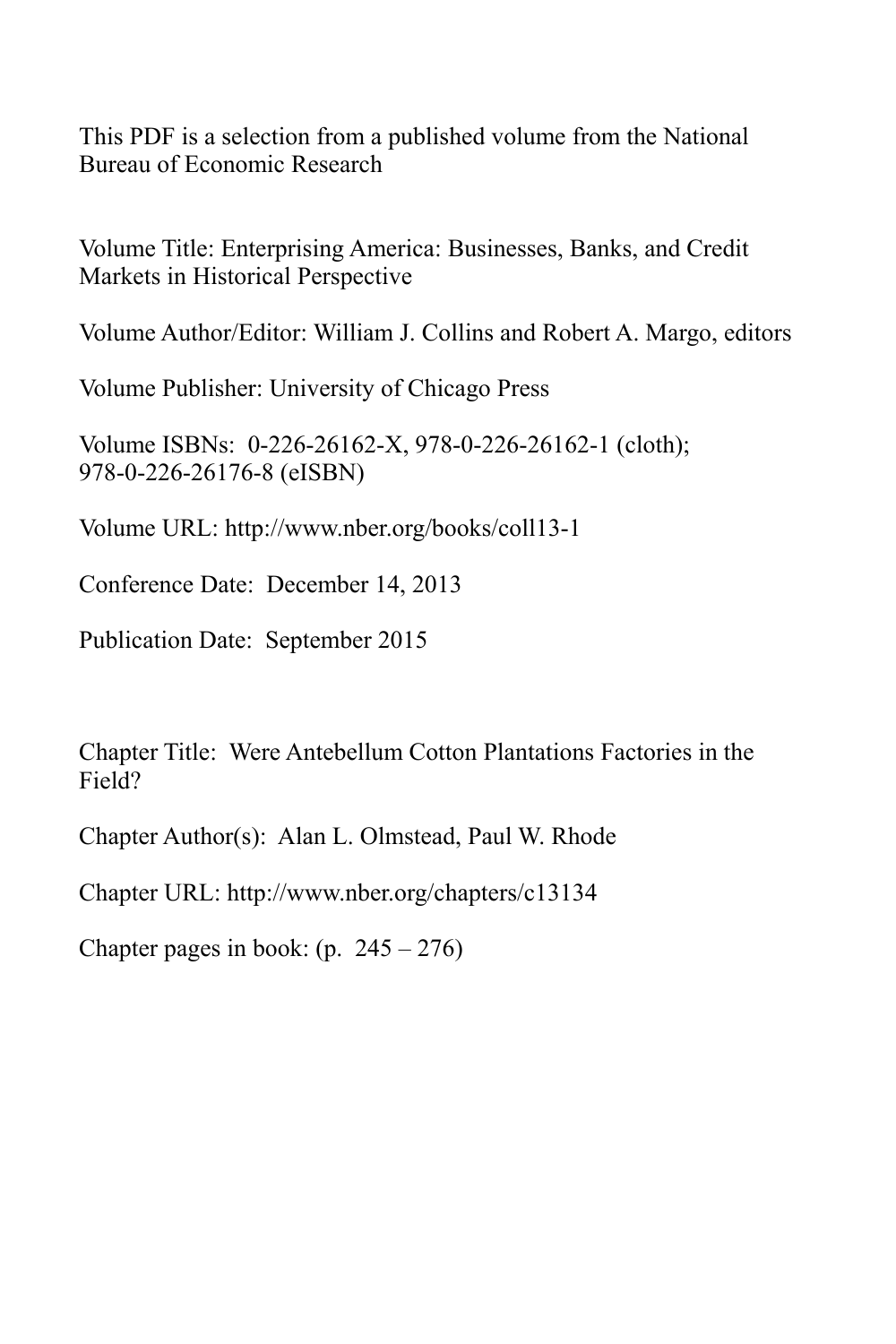This PDF is a selection from a published volume from the National Bureau of Economic Research

Volume Title: Enterprising America: Businesses, Banks, and Credit Markets in Historical Perspective

Volume Author/Editor: William J. Collins and Robert A. Margo, editors

Volume Publisher: University of Chicago Press

Volume ISBNs: 0-226-26162-X, 978-0-226-26162-1 (cloth); 978-0-226-26176-8 (eISBN)

Volume URL: http://www.nber.org/books/coll13-1

Conference Date: December 14, 2013

Publication Date: September 2015

Chapter Title: Were Antebellum Cotton Plantations Factories in the Field?

Chapter Author(s): Alan L. Olmstead, Paul W. Rhode

Chapter URL: http://www.nber.org/chapters/c13134

Chapter pages in book: (p. 245 – 276)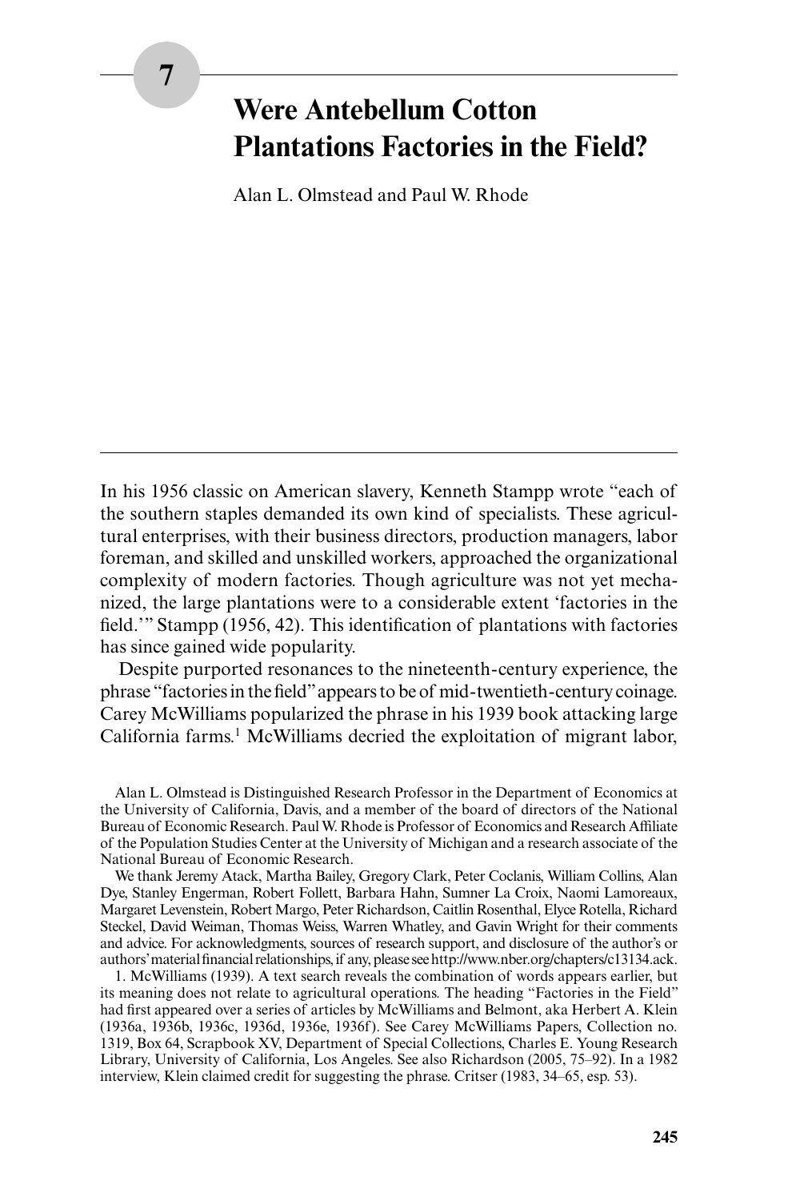# 7 Were Antebellum Cotton Plantations Factories in the Field?

Alan L. Olmstead and Paul W. Rhode

In his 1956 classic on American slavery, Kenneth Stampp wrote "each of the southern staples demanded its own kind of specialists. These agricultural enterprises, with their business directors, production managers, labor foreman, and skilled and unskilled workers, approached the organizational complexity of modern factories. Though agriculture was not yet mechanized, the large plantations were to a considerable extent 'factories in the field.'" Stampp (1956, 42). This identification of plantations with factories has since gained wide popularity.

Despite purported resonances to the nineteenth-century experience, the phrase "factories in the field" appears to be of mid-twentieth-century coinage. Carey McWilliams popularized the phrase in his 1939 book attacking large California farms.[1] McWilliams decried the exploitation of migrant labor,

---

Alan L. Olmstead is Distinguished Research Professor in the Department of Economics at the University of California, Davis, and a member of the board of directors of the National Bureau of Economic Research. Paul W. Rhode is Professor of Economics and Research Affiliate of the Population Studies Center at the University of Michigan and a research associate of the National Bureau of Economic Research.

We thank Jeremy Atack, Martha Bailey, Gregory Clark, Peter Coclanis, William Collins, Alan Dye, Stanley Engerman, Robert Follett, Barbara Hahn, Sumner La Croix, Naomi Lamoreaux, Margaret Levenstein, Robert Margo, Peter Richardson, Caitlin Rosenthal, Elyce Rotella, Richard Steckel, David Weiman, Thomas Weiss, Warren Whatley, and Gavin Wright for their comments and advice. For acknowledgments, sources of research support, and disclosure of the author's or authors' material financial relationships, if any, please see http://www.nber.org/chapters/c13134.ack.

1. McWilliams (1939). A text search reveals the combination of words appears earlier, but its meaning does not relate to agricultural operations. The heading "Factories in the Field" had first appeared over a series of articles by McWilliams and Belmont, aka Herbert A. Klein (1936a, 1936b, 1936c, 1936d, 1936e, 1936f). See Carey McWilliams Papers, Collection no. 1319, Box 64, Scrapbook XV, Department of Special Collections, Charles E. Young Research Library, University of California, Los Angeles. See also Richardson (2005, 75–92). In a 1982 interview, Klein claimed credit for suggesting the phrase. Critser (1983, 34–65, esp. 53).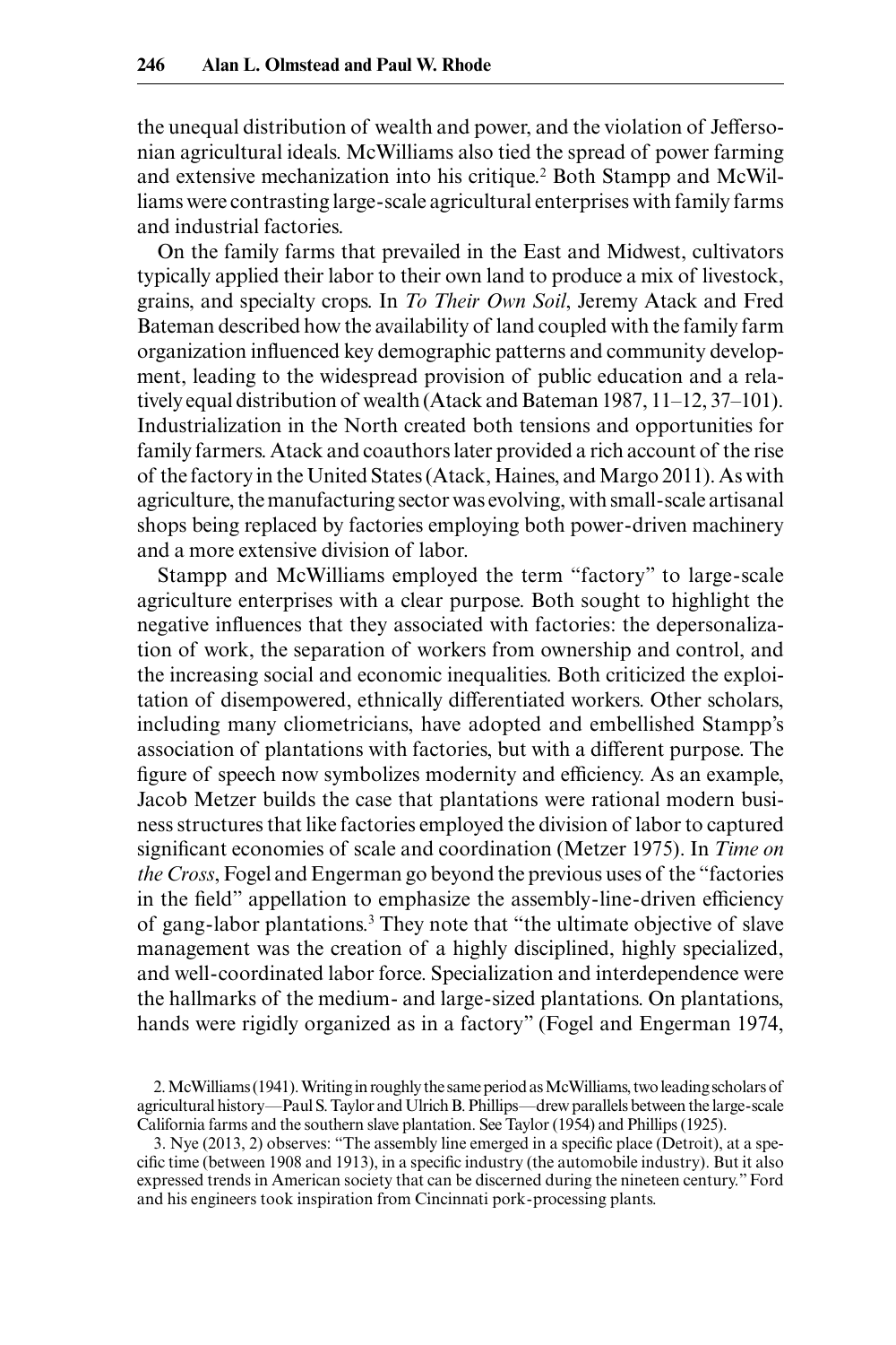the unequal distribution of wealth and power, and the violation of Jeffersonian agricultural ideals. McWilliams also tied the spread of power farming and extensive mechanization into his critique.[2] Both Stampp and McWilliams were contrasting large-scale agricultural enterprises with family farms and industrial factories.

On the family farms that prevailed in the East and Midwest, cultivators typically applied their labor to their own land to produce a mix of livestock, grains, and specialty crops. In *To Their Own Soil*, Jeremy Atack and Fred Bateman described how the availability of land coupled with the family farm organization influenced key demographic patterns and community development, leading to the widespread provision of public education and a relatively equal distribution of wealth (Atack and Bateman 1987, 11–12, 37–101). Industrialization in the North created both tensions and opportunities for family farmers. Atack and coauthors later provided a rich account of the rise of the factory in the United States (Atack, Haines, and Margo 2011). As with agriculture, the manufacturing sector was evolving, with small-scale artisanal shops being replaced by factories employing both power-driven machinery and a more extensive division of labor.

Stampp and McWilliams employed the term "factory" to large-scale agriculture enterprises with a clear purpose. Both sought to highlight the negative influences that they associated with factories: the depersonalization of work, the separation of workers from ownership and control, and the increasing social and economic inequalities. Both criticized the exploitation of disempowered, ethnically differentiated workers. Other scholars, including many cliometricians, have adopted and embellished Stampp's association of plantations with factories, but with a different purpose. The figure of speech now symbolizes modernity and efficiency. As an example, Jacob Metzer builds the case that plantations were rational modern business structures that like factories employed the division of labor to captured significant economies of scale and coordination (Metzer 1975). In *Time on the Cross*, Fogel and Engerman go beyond the previous uses of the "factories in the field" appellation to emphasize the assembly-line-driven efficiency of gang-labor plantations.[3] They note that "the ultimate objective of slave management was the creation of a highly disciplined, highly specialized, and well-coordinated labor force. Specialization and interdependence were the hallmarks of the medium- and large-sized plantations. On plantations, hands were rigidly organized as in a factory" (Fogel and Engerman 1974,

2. McWilliams (1941). Writing in roughly the same period as McWilliams, two leading scholars of agricultural history—Paul S. Taylor and Ulrich B. Phillips—drew parallels between the large-scale California farms and the southern slave plantation. See Taylor (1954) and Phillips (1925).

3. Nye (2013, 2) observes: "The assembly line emerged in a specific place (Detroit), at a specific time (between 1908 and 1913), in a specific industry (the automobile industry). But it also expressed trends in American society that can be discerned during the nineteenth century." Ford and his engineers took inspiration from Cincinnati pork-processing plants.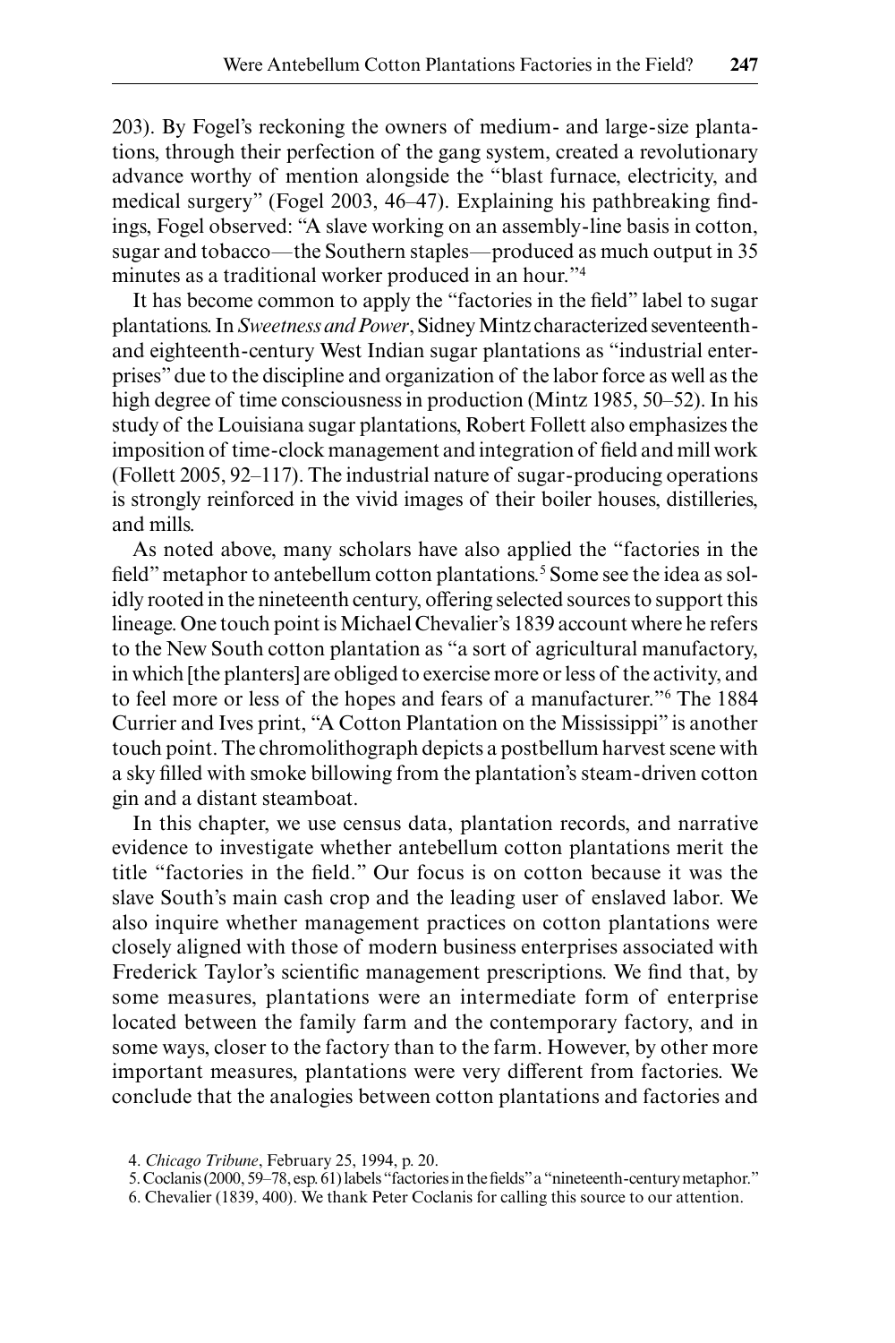203). By Fogel's reckoning the owners of medium- and large-size plantations, through their perfection of the gang system, created a revolutionary advance worthy of mention alongside the "blast furnace, electricity, and medical surgery" (Fogel 2003, 46–47). Explaining his pathbreaking findings, Fogel observed: "A slave working on an assembly-line basis in cotton, sugar and tobacco—the Southern staples—produced as much output in 35 minutes as a traditional worker produced in an hour."[4]

It has become common to apply the "factories in the field" label to sugar plantations. In *Sweetness and Power*, Sidney Mintz characterized seventeenth- and eighteenth-century West Indian sugar plantations as "industrial enterprises" due to the discipline and organization of the labor force as well as the high degree of time consciousness in production (Mintz 1985, 50–52). In his study of the Louisiana sugar plantations, Robert Follett also emphasizes the imposition of time-clock management and integration of field and mill work (Follett 2005, 92–117). The industrial nature of sugar-producing operations is strongly reinforced in the vivid images of their boiler houses, distilleries, and mills.

As noted above, many scholars have also applied the "factories in the field" metaphor to antebellum cotton plantations.[5] Some see the idea as solidly rooted in the nineteenth century, offering selected sources to support this lineage. One touch point is Michael Chevalier's 1839 account where he refers to the New South cotton plantation as "a sort of agricultural manufactory, in which [the planters] are obliged to exercise more or less of the activity, and to feel more or less of the hopes and fears of a manufacturer."[6] The 1884 Currier and Ives print, "A Cotton Plantation on the Mississippi" is another touch point. The chromolithograph depicts a postbellum harvest scene with a sky filled with smoke billowing from the plantation's steam-driven cotton gin and a distant steamboat.

In this chapter, we use census data, plantation records, and narrative evidence to investigate whether antebellum cotton plantations merit the title "factories in the field." Our focus is on cotton because it was the slave South's main cash crop and the leading user of enslaved labor. We also inquire whether management practices on cotton plantations were closely aligned with those of modern business enterprises associated with Frederick Taylor's scientific management prescriptions. We find that, by some measures, plantations were an intermediate form of enterprise located between the family farm and the contemporary factory, and in some ways, closer to the factory than to the farm. However, by other more important measures, plantations were very different from factories. We conclude that the analogies between cotton plantations and factories and

4. *Chicago Tribune*, February 25, 1994, p. 20.

5. Coclanis (2000, 59–78, esp. 61) labels "factories in the fields" a "nineteenth-century metaphor."

6. Chevalier (1839, 400). We thank Peter Coclanis for calling this source to our attention.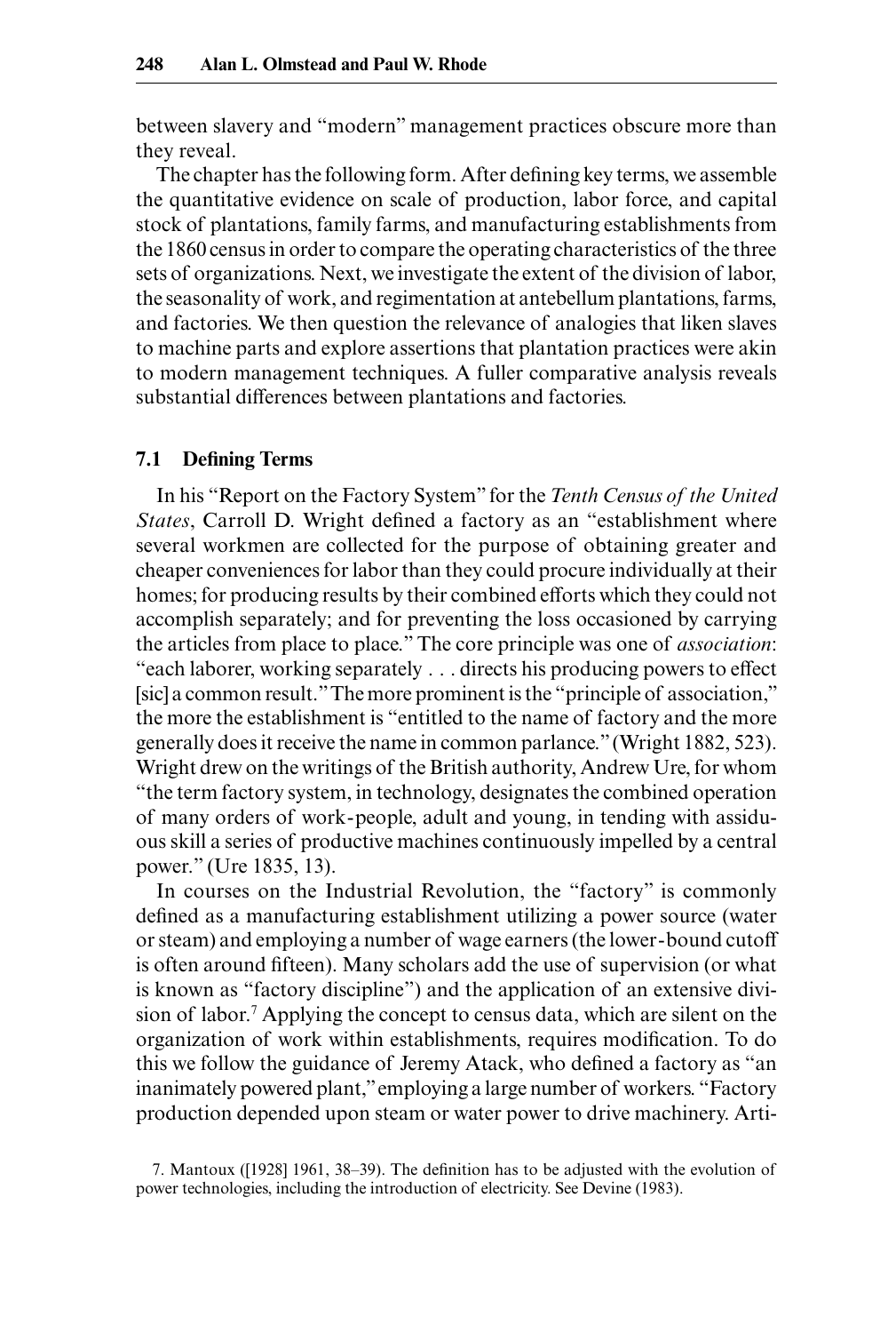between slavery and "modern" management practices obscure more than they reveal.

The chapter has the following form. After defining key terms, we assemble the quantitative evidence on scale of production, labor force, and capital stock of plantations, family farms, and manufacturing establishments from the 1860 census in order to compare the operating characteristics of the three sets of organizations. Next, we investigate the extent of the division of labor, the seasonality of work, and regimentation at antebellum plantations, farms, and factories. We then question the relevance of analogies that liken slaves to machine parts and explore assertions that plantation practices were akin to modern management techniques. A fuller comparative analysis reveals substantial differences between plantations and factories.

## 7.1 Defining Terms

In his "Report on the Factory System" for the *Tenth Census of the United States*, Carroll D. Wright defined a factory as an "establishment where several workmen are collected for the purpose of obtaining greater and cheaper conveniences for labor than they could procure individually at their homes; for producing results by their combined efforts which they could not accomplish separately; and for preventing the loss occasioned by carrying the articles from place to place." The core principle was one of *association*: "each laborer, working separately . . . directs his producing powers to effect [sic] a common result." The more prominent is the "principle of association," the more the establishment is "entitled to the name of factory and the more generally does it receive the name in common parlance." (Wright 1882, 523). Wright drew on the writings of the British authority, Andrew Ure, for whom "the term factory system, in technology, designates the combined operation of many orders of work-people, adult and young, in tending with assiduous skill a series of productive machines continuously impelled by a central power." (Ure 1835, 13).

In courses on the Industrial Revolution, the "factory" is commonly defined as a manufacturing establishment utilizing a power source (water or steam) and employing a number of wage earners (the lower-bound cutoff is often around fifteen). Many scholars add the use of supervision (or what is known as "factory discipline") and the application of an extensive division of labor.[7] Applying the concept to census data, which are silent on the organization of work within establishments, requires modification. To do this we follow the guidance of Jeremy Atack, who defined a factory as "an inanimately powered plant," employing a large number of workers. "Factory production depended upon steam or water power to drive machinery. Arti-

7. Mantoux ([1928] 1961, 38–39). The definition has to be adjusted with the evolution of power technologies, including the introduction of electricity. See Devine (1983).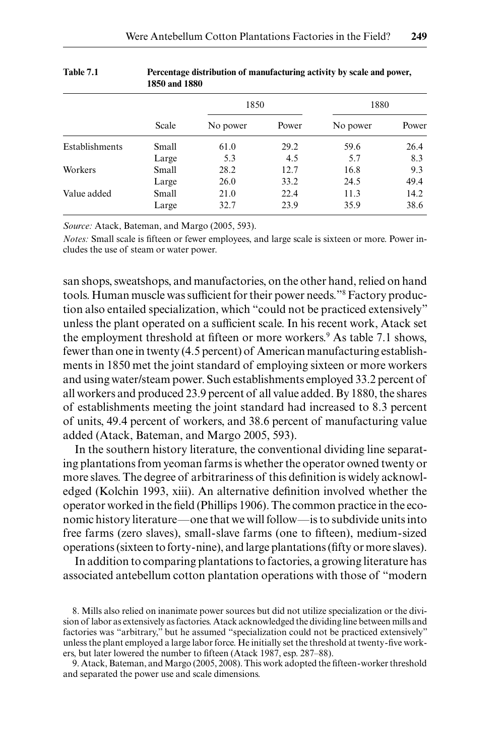Table 7.1 **Percentage distribution of manufacturing activity by scale and power, 1850 and 1880**

| | | 1850 | | 1880 | |
|---|---|---|---|---|---|
| | Scale | No power | Power | No power | Power |
| Establishments | Small | 61.0 | 29.2 | 59.6 | 26.4 |
| | Large | 5.3 | 4.5 | 5.7 | 8.3 |
| Workers | Small | 28.2 | 12.7 | 16.8 | 9.3 |
| | Large | 26.0 | 33.2 | 24.5 | 49.4 |
| Value added | Small | 21.0 | 22.4 | 11.3 | 14.2 |
| | Large | 32.7 | 23.9 | 35.9 | 38.6 |

*Source:* Atack, Bateman, and Margo (2005, 593).

*Notes:* Small scale is fifteen or fewer employees, and large scale is sixteen or more. Power includes the use of steam or water power.

san shops, sweatshops, and manufactories, on the other hand, relied on hand tools. Human muscle was sufficient for their power needs."[8] Factory production also entailed specialization, which "could not be practiced extensively" unless the plant operated on a sufficient scale. In his recent work, Atack set the employment threshold at fifteen or more workers.[9] As table 7.1 shows, fewer than one in twenty (4.5 percent) of American manufacturing establishments in 1850 met the joint standard of employing sixteen or more workers and using water/steam power. Such establishments employed 33.2 percent of all workers and produced 23.9 percent of all value added. By 1880, the shares of establishments meeting the joint standard had increased to 8.3 percent of units, 49.4 percent of workers, and 38.6 percent of manufacturing value added (Atack, Bateman, and Margo 2005, 593).

In the southern history literature, the conventional dividing line separating plantations from yeoman farms is whether the operator owned twenty or more slaves. The degree of arbitrariness of this definition is widely acknowledged (Kolchin 1993, xiii). An alternative definition involved whether the operator worked in the field (Phillips 1906). The common practice in the economic history literature—one that we will follow—is to subdivide units into free farms (zero slaves), small-slave farms (one to fifteen), medium-sized operations (sixteen to forty-nine), and large plantations (fifty or more slaves).

In addition to comparing plantations to factories, a growing literature has associated antebellum cotton plantation operations with those of "modern

8. Mills also relied on inanimate power sources but did not utilize specialization or the division of labor as extensively as factories. Atack acknowledged the dividing line between mills and factories was "arbitrary," but he assumed "specialization could not be practiced extensively" unless the plant employed a large labor force. He initially set the threshold at twenty-five workers, but later lowered the number to fifteen (Atack 1987, esp. 287–88).

9. Atack, Bateman, and Margo (2005, 2008). This work adopted the fifteen-worker threshold and separated the power use and scale dimensions.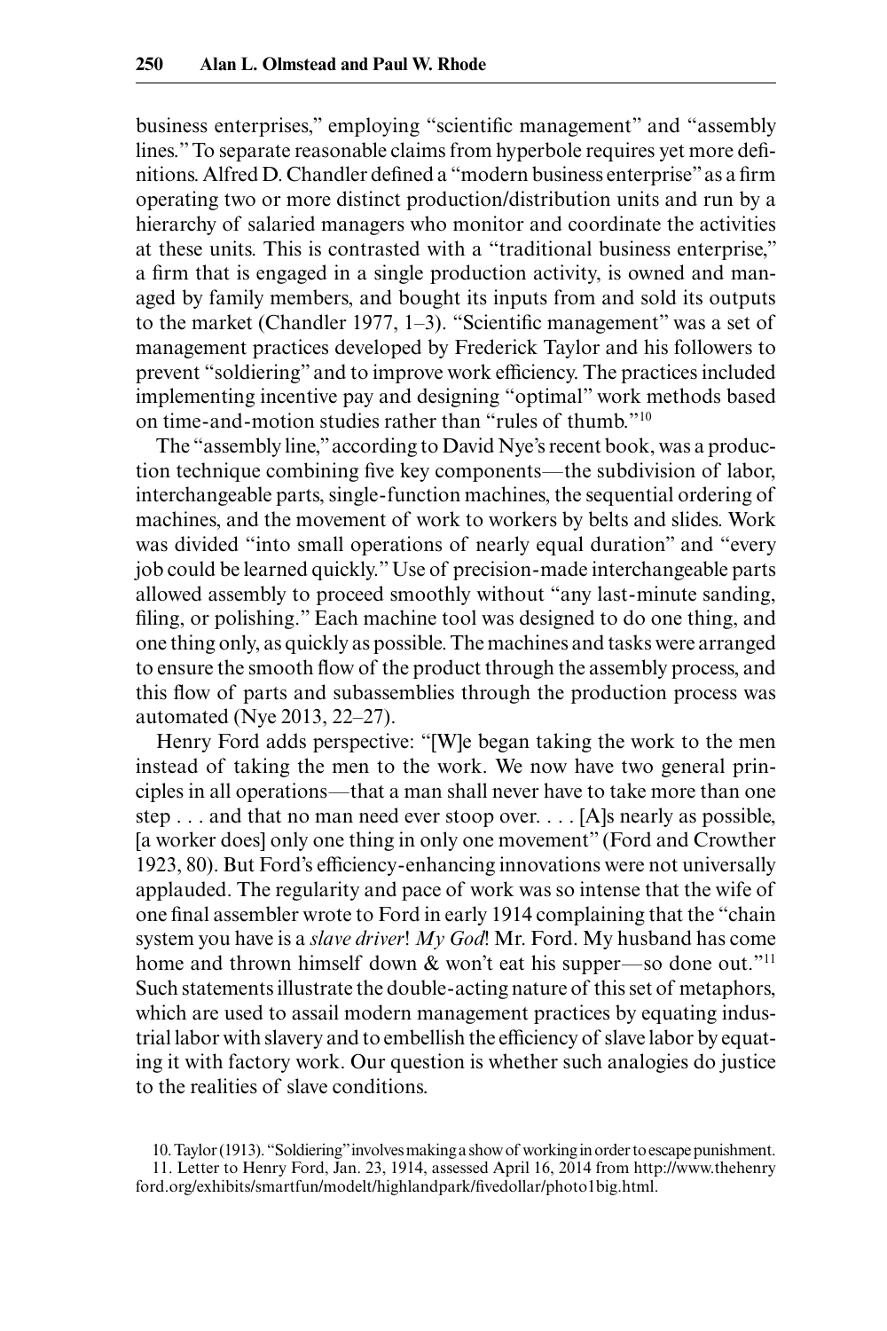business enterprises," employing "scientific management" and "assembly lines." To separate reasonable claims from hyperbole requires yet more definitions. Alfred D. Chandler defined a "modern business enterprise" as a firm operating two or more distinct production/distribution units and run by a hierarchy of salaried managers who monitor and coordinate the activities at these units. This is contrasted with a "traditional business enterprise," a firm that is engaged in a single production activity, is owned and managed by family members, and bought its inputs from and sold its outputs to the market (Chandler 1977, 1–3). "Scientific management" was a set of management practices developed by Frederick Taylor and his followers to prevent "soldiering" and to improve work efficiency. The practices included implementing incentive pay and designing "optimal" work methods based on time-and-motion studies rather than "rules of thumb."[10]

The "assembly line," according to David Nye's recent book, was a production technique combining five key components—the subdivision of labor, interchangeable parts, single-function machines, the sequential ordering of machines, and the movement of work to workers by belts and slides. Work was divided "into small operations of nearly equal duration" and "every job could be learned quickly." Use of precision-made interchangeable parts allowed assembly to proceed smoothly without "any last-minute sanding, filing, or polishing." Each machine tool was designed to do one thing, and one thing only, as quickly as possible. The machines and tasks were arranged to ensure the smooth flow of the product through the assembly process, and this flow of parts and subassemblies through the production process was automated (Nye 2013, 22–27).

Henry Ford adds perspective: "[W]e began taking the work to the men instead of taking the men to the work. We now have two general principles in all operations—that a man shall never have to take more than one step . . . and that no man need ever stoop over. . . . [A]s nearly as possible, [a worker does] only one thing in only one movement" (Ford and Crowther 1923, 80). But Ford's efficiency-enhancing innovations were not universally applauded. The regularity and pace of work was so intense that the wife of one final assembler wrote to Ford in early 1914 complaining that the "chain system you have is a *slave driver*! *My God*! Mr. Ford. My husband has come home and thrown himself down & won't eat his supper—so done out."[11] Such statements illustrate the double-acting nature of this set of metaphors, which are used to assail modern management practices by equating industrial labor with slavery and to embellish the efficiency of slave labor by equating it with factory work. Our question is whether such analogies do justice to the realities of slave conditions.

10. Taylor (1913). "Soldiering" involves making a show of working in order to escape punishment.

11. Letter to Henry Ford, Jan. 23, 1914, assessed April 16, 2014 from http://www.thehenryford.org/exhibits/smartfun/modelt/highlandpark/fivedollar/photo1big.html.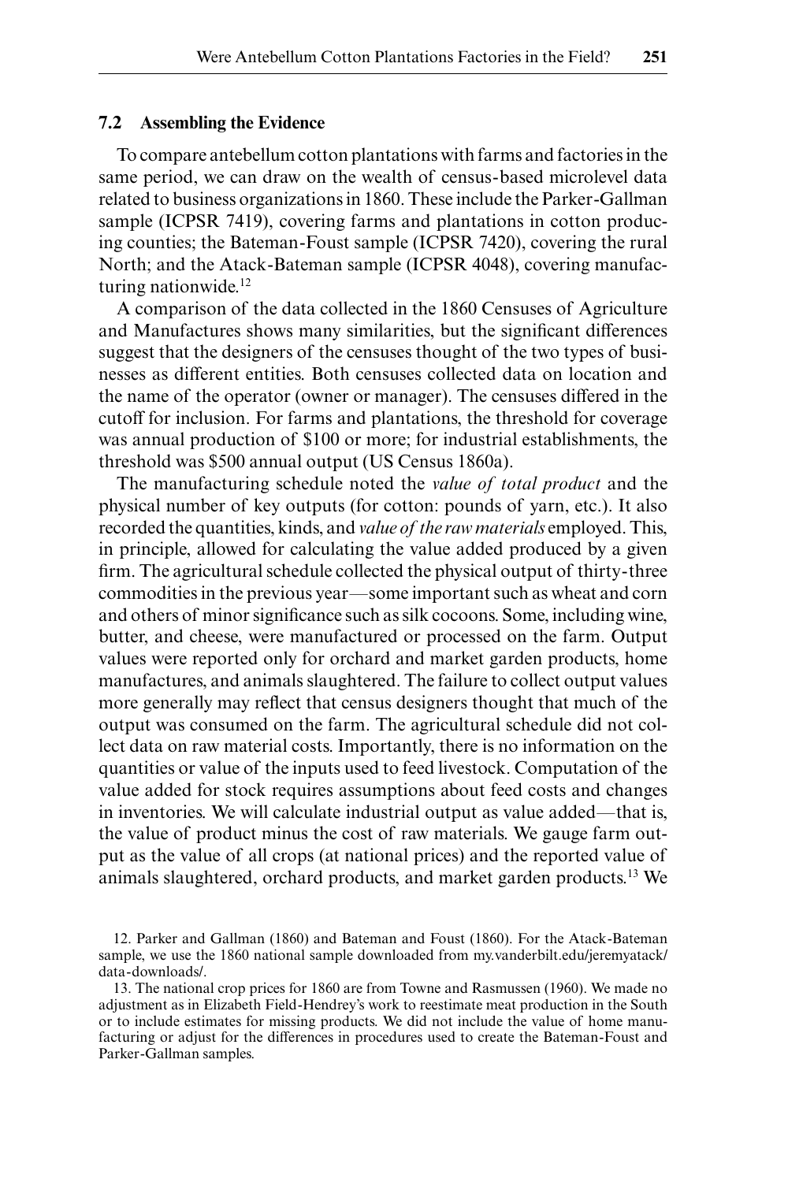### 7.2 Assembling the Evidence

To compare antebellum cotton plantations with farms and factories in the same period, we can draw on the wealth of census-based microlevel data related to business organizations in 1860. These include the Parker-Gallman sample (ICPSR 7419), covering farms and plantations in cotton producing counties; the Bateman-Foust sample (ICPSR 7420), covering the rural North; and the Atack-Bateman sample (ICPSR 4048), covering manufacturing nationwide.[12]

A comparison of the data collected in the 1860 Censuses of Agriculture and Manufactures shows many similarities, but the significant differences suggest that the designers of the censuses thought of the two types of businesses as different entities. Both censuses collected data on location and the name of the operator (owner or manager). The censuses differed in the cutoff for inclusion. For farms and plantations, the threshold for coverage was annual production of $100 or more; for industrial establishments, the threshold was $500 annual output (US Census 1860a).

The manufacturing schedule noted the *value of total product* and the physical number of key outputs (for cotton: pounds of yarn, etc.). It also recorded the quantities, kinds, and *value of the raw materials* employed. This, in principle, allowed for calculating the value added produced by a given firm. The agricultural schedule collected the physical output of thirty-three commodities in the previous year—some important such as wheat and corn and others of minor significance such as silk cocoons. Some, including wine, butter, and cheese, were manufactured or processed on the farm. Output values were reported only for orchard and market garden products, home manufactures, and animals slaughtered. The failure to collect output values more generally may reflect that census designers thought that much of the output was consumed on the farm. The agricultural schedule did not collect data on raw material costs. Importantly, there is no information on the quantities or value of the inputs used to feed livestock. Computation of the value added for stock requires assumptions about feed costs and changes in inventories. We will calculate industrial output as value added—that is, the value of product minus the cost of raw materials. We gauge farm output as the value of all crops (at national prices) and the reported value of animals slaughtered, orchard products, and market garden products.[13] We

12. Parker and Gallman (1860) and Bateman and Foust (1860). For the Atack-Bateman sample, we use the 1860 national sample downloaded from my.vanderbilt.edu/jeremyatack/data-downloads/.

13. The national crop prices for 1860 are from Towne and Rasmussen (1960). We made no adjustment as in Elizabeth Field-Hendrey's work to reestimate meat production in the South or to include estimates for missing products. We did not include the value of home manufacturing or adjust for the differences in procedures used to create the Bateman-Foust and Parker-Gallman samples.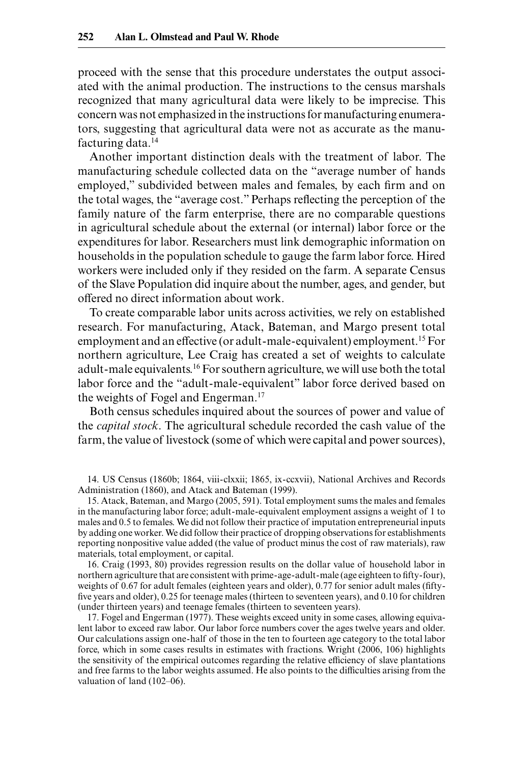proceed with the sense that this procedure understates the output associated with the animal production. The instructions to the census marshals recognized that many agricultural data were likely to be imprecise. This concern was not emphasized in the instructions for manufacturing enumerators, suggesting that agricultural data were not as accurate as the manufacturing data.[14]

Another important distinction deals with the treatment of labor. The manufacturing schedule collected data on the "average number of hands employed," subdivided between males and females, by each firm and on the total wages, the "average cost." Perhaps reflecting the perception of the family nature of the farm enterprise, there are no comparable questions in agricultural schedule about the external (or internal) labor force or the expenditures for labor. Researchers must link demographic information on households in the population schedule to gauge the farm labor force. Hired workers were included only if they resided on the farm. A separate Census of the Slave Population did inquire about the number, ages, and gender, but offered no direct information about work.

To create comparable labor units across activities, we rely on established research. For manufacturing, Atack, Bateman, and Margo present total employment and an effective (or adult-male-equivalent) employment.[15] For northern agriculture, Lee Craig has created a set of weights to calculate adult-male equivalents.[16] For southern agriculture, we will use both the total labor force and the "adult-male-equivalent" labor force derived based on the weights of Fogel and Engerman.[17]

Both census schedules inquired about the sources of power and value of the *capital stock*. The agricultural schedule recorded the cash value of the farm, the value of livestock (some of which were capital and power sources),

14. US Census (1860b; 1864, viii-clxxii; 1865, ix-ccxvii), National Archives and Records Administration (1860), and Atack and Bateman (1999).

15. Atack, Bateman, and Margo (2005, 591). Total employment sums the males and females in the manufacturing labor force; adult-male-equivalent employment assigns a weight of 1 to males and 0.5 to females. We did not follow their practice of imputation entrepreneurial inputs by adding one worker. We did follow their practice of dropping observations for establishments reporting nonpositive value added (the value of product minus the cost of raw materials), raw materials, total employment, or capital.

16. Craig (1993, 80) provides regression results on the dollar value of household labor in northern agriculture that are consistent with prime-age-adult-male (age eighteen to fifty-four), weights of 0.67 for adult females (eighteen years and older), 0.77 for senior adult males (fifty-five years and older), 0.25 for teenage males (thirteen to seventeen years), and 0.10 for children (under thirteen years) and teenage females (thirteen to seventeen years).

17. Fogel and Engerman (1977). These weights exceed unity in some cases, allowing equivalent labor to exceed raw labor. Our labor force numbers cover the ages twelve years and older. Our calculations assign one-half of those in the ten to fourteen age category to the total labor force, which in some cases results in estimates with fractions. Wright (2006, 106) highlights the sensitivity of the empirical outcomes regarding the relative efficiency of slave plantations and free farms to the labor weights assumed. He also points to the difficulties arising from the valuation of land (102–06).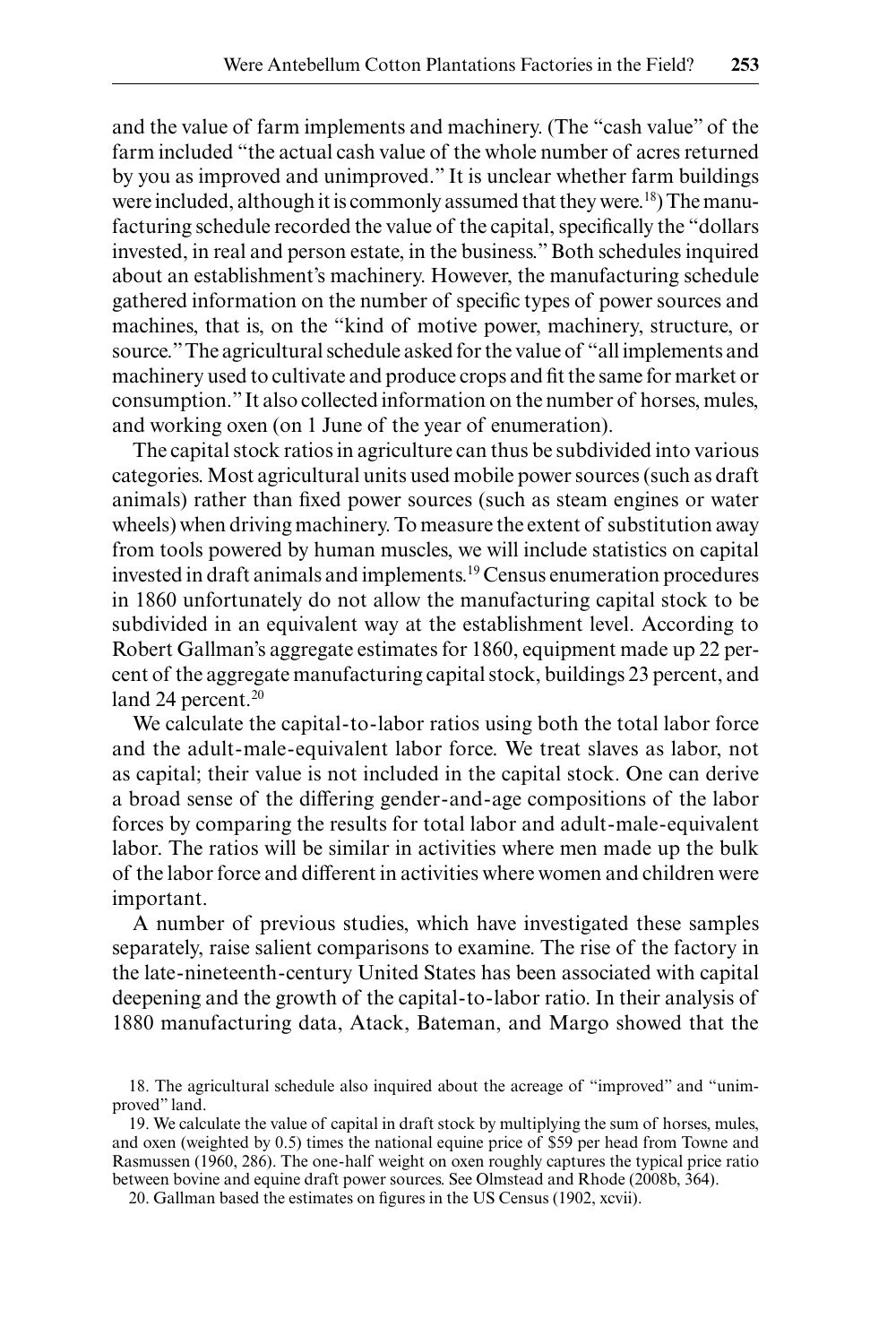and the value of farm implements and machinery. (The "cash value" of the farm included "the actual cash value of the whole number of acres returned by you as improved and unimproved." It is unclear whether farm buildings were included, although it is commonly assumed that they were.[18]) The manufacturing schedule recorded the value of the capital, specifically the "dollars invested, in real and person estate, in the business." Both schedules inquired about an establishment's machinery. However, the manufacturing schedule gathered information on the number of specific types of power sources and machines, that is, on the "kind of motive power, machinery, structure, or source." The agricultural schedule asked for the value of "all implements and machinery used to cultivate and produce crops and fit the same for market or consumption." It also collected information on the number of horses, mules, and working oxen (on 1 June of the year of enumeration).

The capital stock ratios in agriculture can thus be subdivided into various categories. Most agricultural units used mobile power sources (such as draft animals) rather than fixed power sources (such as steam engines or water wheels) when driving machinery. To measure the extent of substitution away from tools powered by human muscles, we will include statistics on capital invested in draft animals and implements.[19] Census enumeration procedures in 1860 unfortunately do not allow the manufacturing capital stock to be subdivided in an equivalent way at the establishment level. According to Robert Gallman's aggregate estimates for 1860, equipment made up 22 percent of the aggregate manufacturing capital stock, buildings 23 percent, and land 24 percent.[20]

We calculate the capital-to-labor ratios using both the total labor force and the adult-male-equivalent labor force. We treat slaves as labor, not as capital; their value is not included in the capital stock. One can derive a broad sense of the differing gender-and-age compositions of the labor forces by comparing the results for total labor and adult-male-equivalent labor. The ratios will be similar in activities where men made up the bulk of the labor force and different in activities where women and children were important.

A number of previous studies, which have investigated these samples separately, raise salient comparisons to examine. The rise of the factory in the late-nineteenth-century United States has been associated with capital deepening and the growth of the capital-to-labor ratio. In their analysis of 1880 manufacturing data, Atack, Bateman, and Margo showed that the

18. The agricultural schedule also inquired about the acreage of "improved" and "unimproved" land.

19. We calculate the value of capital in draft stock by multiplying the sum of horses, mules, and oxen (weighted by 0.5) times the national equine price of $59 per head from Towne and Rasmussen (1960, 286). The one-half weight on oxen roughly captures the typical price ratio between bovine and equine draft power sources. See Olmstead and Rhode (2008b, 364).

20. Gallman based the estimates on figures in the US Census (1902, xcvii).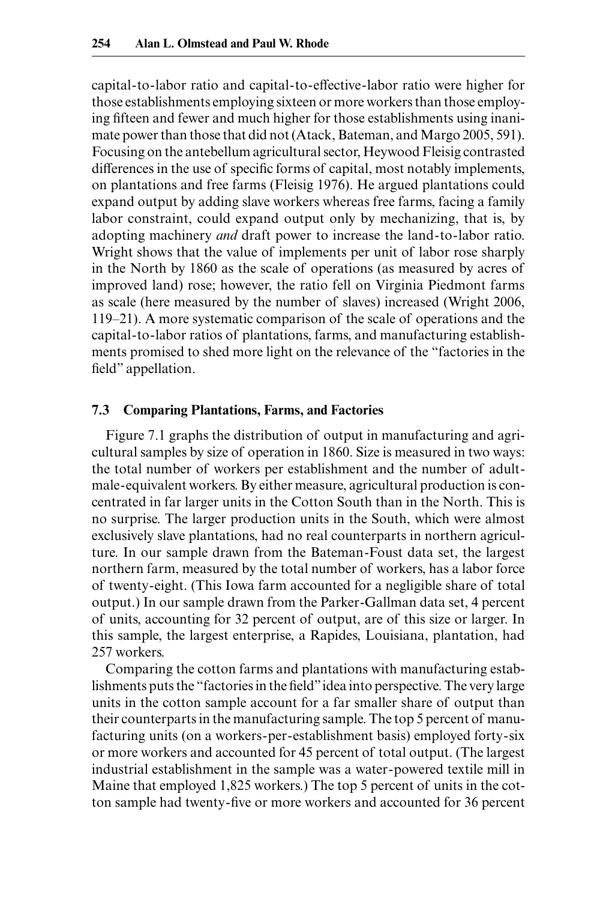capital-to-labor ratio and capital-to-effective-labor ratio were higher for those establishments employing sixteen or more workers than those employing fifteen and fewer and much higher for those establishments using inanimate power than those that did not (Atack, Bateman, and Margo 2005, 591). Focusing on the antebellum agricultural sector, Heywood Fleisig contrasted differences in the use of specific forms of capital, most notably implements, on plantations and free farms (Fleisig 1976). He argued plantations could expand output by adding slave workers whereas free farms, facing a family labor constraint, could expand output only by mechanizing, that is, by adopting machinery *and* draft power to increase the land-to-labor ratio. Wright shows that the value of implements per unit of labor rose sharply in the North by 1860 as the scale of operations (as measured by acres of improved land) rose; however, the ratio fell on Virginia Piedmont farms as scale (here measured by the number of slaves) increased (Wright 2006, 119–21). A more systematic comparison of the scale of operations and the capital-to-labor ratios of plantations, farms, and manufacturing establishments promised to shed more light on the relevance of the "factories in the field" appellation.

## 7.3 Comparing Plantations, Farms, and Factories

Figure 7.1 graphs the distribution of output in manufacturing and agricultural samples by size of operation in 1860. Size is measured in two ways: the total number of workers per establishment and the number of adult-male-equivalent workers. By either measure, agricultural production is concentrated in far larger units in the Cotton South than in the North. This is no surprise. The larger production units in the South, which were almost exclusively slave plantations, had no real counterparts in northern agriculture. In our sample drawn from the Bateman-Foust data set, the largest northern farm, measured by the total number of workers, has a labor force of twenty-eight. (This Iowa farm accounted for a negligible share of total output.) In our sample drawn from the Parker-Gallman data set, 4 percent of units, accounting for 32 percent of output, are of this size or larger. In this sample, the largest enterprise, a Rapides, Louisiana, plantation, had 257 workers.

Comparing the cotton farms and plantations with manufacturing establishments puts the "factories in the field" idea into perspective. The very large units in the cotton sample account for a far smaller share of output than their counterparts in the manufacturing sample. The top 5 percent of manufacturing units (on a workers-per-establishment basis) employed forty-six or more workers and accounted for 45 percent of total output. (The largest industrial establishment in the sample was a water-powered textile mill in Maine that employed 1,825 workers.) The top 5 percent of units in the cotton sample had twenty-five or more workers and accounted for 36 percent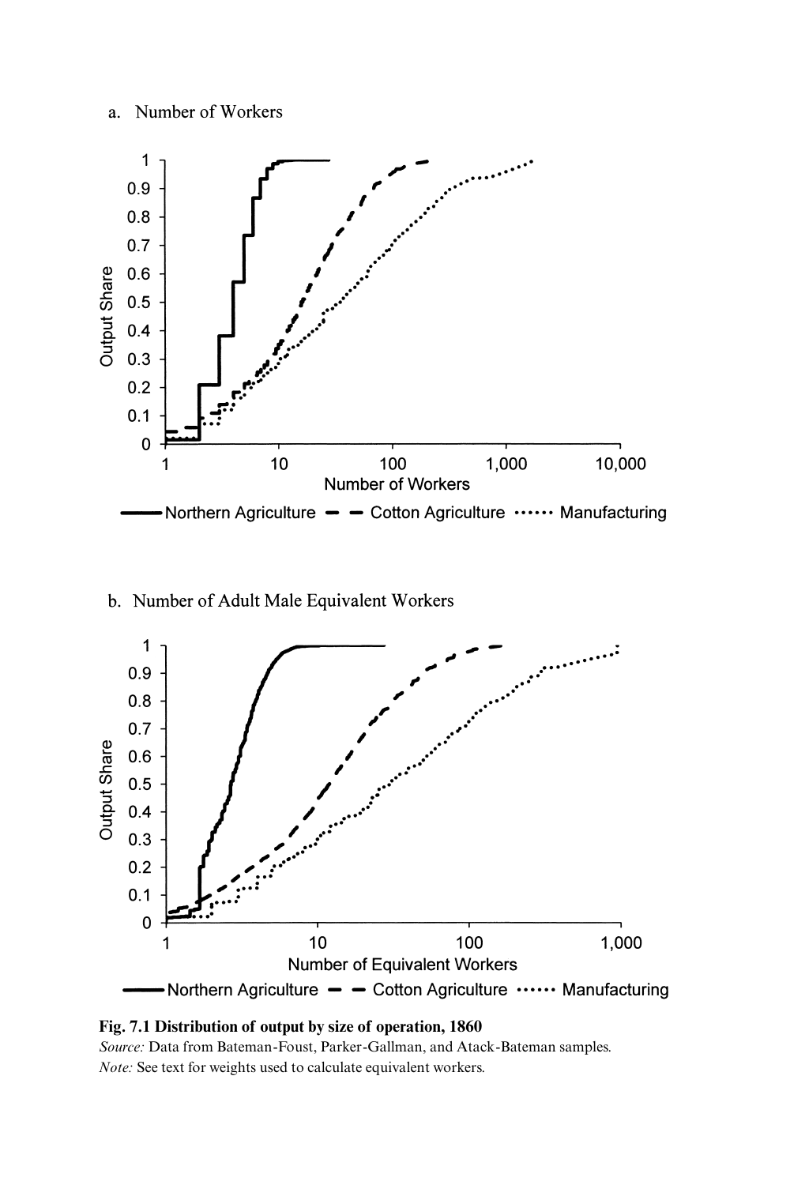a. Number of Workers

b. Number of Adult Male Equivalent Workers

**Fig. 7.1 Distribution of output by size of operation, 1860**

*Source:* Data from Bateman-Foust, Parker-Gallman, and Atack-Bateman samples.

*Note:* See text for weights used to calculate equivalent workers.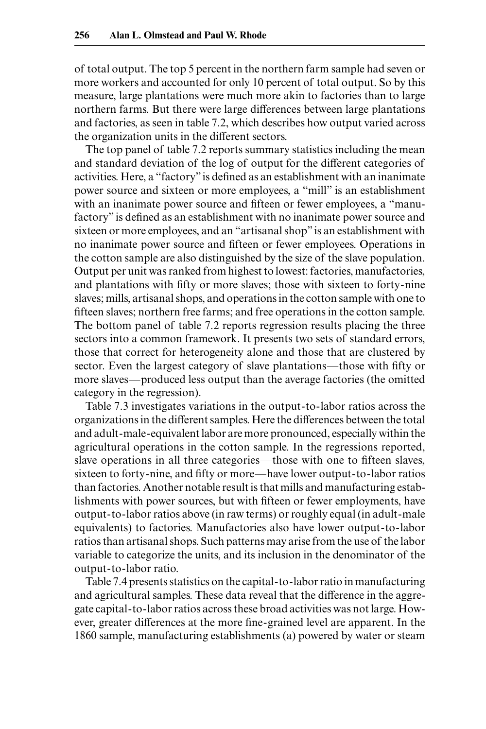of total output. The top 5 percent in the northern farm sample had seven or more workers and accounted for only 10 percent of total output. So by this measure, large plantations were much more akin to factories than to large northern farms. But there were large differences between large plantations and factories, as seen in table 7.2, which describes how output varied across the organization units in the different sectors.

The top panel of table 7.2 reports summary statistics including the mean and standard deviation of the log of output for the different categories of activities. Here, a "factory" is defined as an establishment with an inanimate power source and sixteen or more employees, a "mill" is an establishment with an inanimate power source and fifteen or fewer employees, a "manufactory" is defined as an establishment with no inanimate power source and sixteen or more employees, and an "artisanal shop" is an establishment with no inanimate power source and fifteen or fewer employees. Operations in the cotton sample are also distinguished by the size of the slave population. Output per unit was ranked from highest to lowest: factories, manufactories, and plantations with fifty or more slaves; those with sixteen to forty-nine slaves; mills, artisanal shops, and operations in the cotton sample with one to fifteen slaves; northern free farms; and free operations in the cotton sample. The bottom panel of table 7.2 reports regression results placing the three sectors into a common framework. It presents two sets of standard errors, those that correct for heterogeneity alone and those that are clustered by sector. Even the largest category of slave plantations—those with fifty or more slaves—produced less output than the average factories (the omitted category in the regression).

Table 7.3 investigates variations in the output-to-labor ratios across the organizations in the different samples. Here the differences between the total and adult-male-equivalent labor are more pronounced, especially within the agricultural operations in the cotton sample. In the regressions reported, slave operations in all three categories—those with one to fifteen slaves, sixteen to forty-nine, and fifty or more—have lower output-to-labor ratios than factories. Another notable result is that mills and manufacturing establishments with power sources, but with fifteen or fewer employments, have output-to-labor ratios above (in raw terms) or roughly equal (in adult-male equivalents) to factories. Manufactories also have lower output-to-labor ratios than artisanal shops. Such patterns may arise from the use of the labor variable to categorize the units, and its inclusion in the denominator of the output-to-labor ratio.

Table 7.4 presents statistics on the capital-to-labor ratio in manufacturing and agricultural samples. These data reveal that the difference in the aggregate capital-to-labor ratios across these broad activities was not large. However, greater differences at the more fine-grained level are apparent. In the 1860 sample, manufacturing establishments (a) powered by water or steam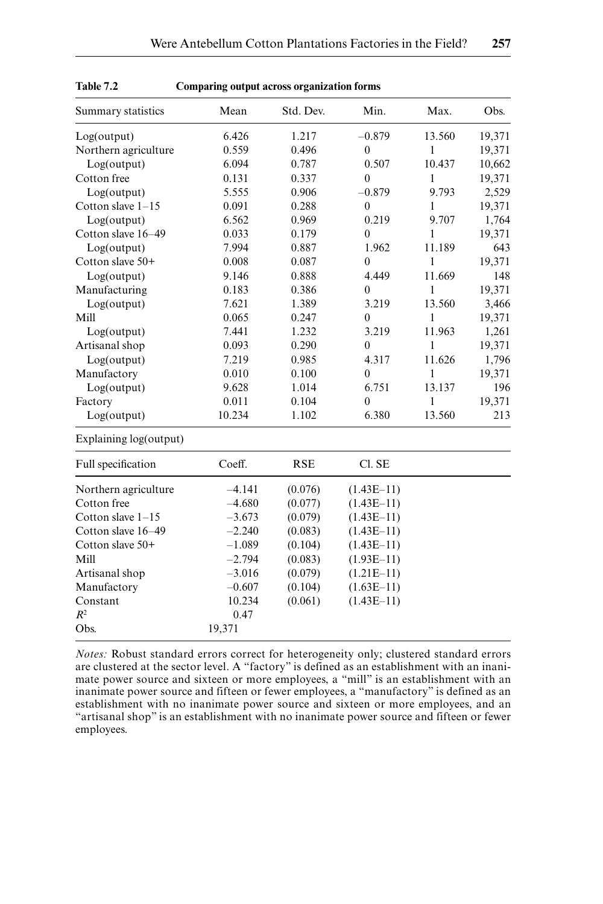**Table 7.2 Comparing output across organization forms**

| Summary statistics | Mean | Std. Dev. | Min. | Max. | Obs. |
|---|---|---|---|---|---|
| Log(output) | 6.426 | 1.217 | –0.879 | 13.560 | 19,371 |
| Northern agriculture | 0.559 | 0.496 | 0 | 1 | 19,371 |
| Log(output) | 6.094 | 0.787 | 0.507 | 10.437 | 10,662 |
| Cotton free | 0.131 | 0.337 | 0 | 1 | 19,371 |
| Log(output) | 5.555 | 0.906 | –0.879 | 9.793 | 2,529 |
| Cotton slave 1–15 | 0.091 | 0.288 | 0 | 1 | 19,371 |
| Log(output) | 6.562 | 0.969 | 0.219 | 9.707 | 1,764 |
| Cotton slave 16–49 | 0.033 | 0.179 | 0 | 1 | 19,371 |
| Log(output) | 7.994 | 0.887 | 1.962 | 11.189 | 643 |
| Cotton slave 50+ | 0.008 | 0.087 | 0 | 1 | 19,371 |
| Log(output) | 9.146 | 0.888 | 4.449 | 11.669 | 148 |
| Manufacturing | 0.183 | 0.386 | 0 | 1 | 19,371 |
| Log(output) | 7.621 | 1.389 | 3.219 | 13.560 | 3,466 |
| Mill | 0.065 | 0.247 | 0 | 1 | 19,371 |
| Log(output) | 7.441 | 1.232 | 3.219 | 11.963 | 1,261 |
| Artisanal shop | 0.093 | 0.290 | 0 | 1 | 19,371 |
| Log(output) | 7.219 | 0.985 | 4.317 | 11.626 | 1,796 |
| Manufactory | 0.010 | 0.100 | 0 | 1 | 19,371 |
| Log(output) | 9.628 | 1.014 | 6.751 | 13.137 | 196 |
| Factory | 0.011 | 0.104 | 0 | 1 | 19,371 |
| Log(output) | 10.234 | 1.102 | 6.380 | 13.560 | 213 |

Explaining log(output)

| Full specification | Coeff. | RSE | Cl. SE |
|---|---|---|---|
| Northern agriculture | –4.141 | (0.076) | (1.43E–11) |
| Cotton free | –4.680 | (0.077) | (1.43E–11) |
| Cotton slave 1–15 | –3.673 | (0.079) | (1.43E–11) |
| Cotton slave 16–49 | –2.240 | (0.083) | (1.43E–11) |
| Cotton slave 50+ | –1.089 | (0.104) | (1.43E–11) |
| Mill | –2.794 | (0.083) | (1.93E–11) |
| Artisanal shop | –3.016 | (0.079) | (1.21E–11) |
| Manufactory | –0.607 | (0.104) | (1.63E–11) |
| Constant | 10.234 | (0.061) | (1.43E–11) |
| $R^2$ | 0.47 | | |
| Obs. | 19,371 | | |

*Notes:* Robust standard errors correct for heterogeneity only; clustered standard errors are clustered at the sector level. A "factory" is defined as an establishment with an inanimate power source and sixteen or more employees, a "mill" is an establishment with an inanimate power source and fifteen or fewer employees, a "manufactory" is defined as an establishment with no inanimate power source and sixteen or more employees, and an "artisanal shop" is an establishment with no inanimate power source and fifteen or fewer employees.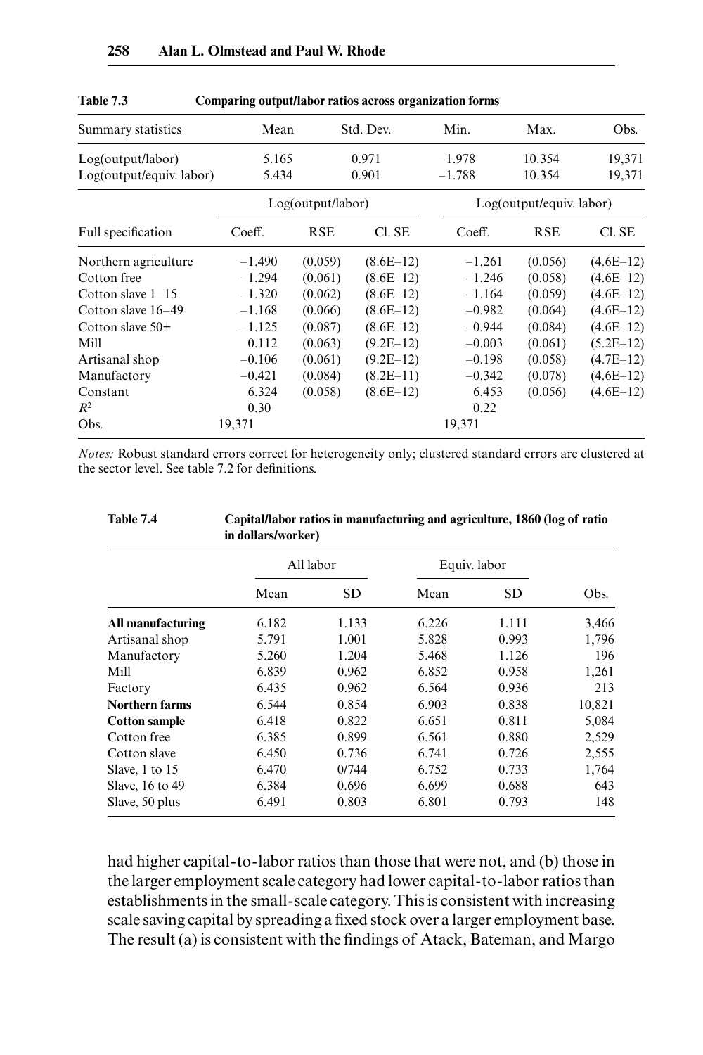**Table 7.3 Comparing output/labor ratios across organization forms**

| Summary statistics | Mean | Std. Dev. | Min. | Max. | Obs. |
|---|---|---|---|---|---|
| Log(output/labor) | 5.165 | 0.971 | –1.978 | 10.354 | 19,371 |
| Log(output/equiv. labor) | 5.434 | 0.901 | –1.788 | 10.354 | 19,371 |

| | Log(output/labor) | | | Log(output/equiv. labor) | | |
|---|---|---|---|---|---|---|
| Full specification | Coeff. | RSE | Cl. SE | Coeff. | RSE | Cl. SE |
| Northern agriculture | –1.490 | (0.059) | (8.6E–12) | –1.261 | (0.056) | (4.6E–12) |
| Cotton free | –1.294 | (0.061) | (8.6E–12) | –1.246 | (0.058) | (4.6E–12) |
| Cotton slave 1–15 | –1.320 | (0.062) | (8.6E–12) | –1.164 | (0.059) | (4.6E–12) |
| Cotton slave 16–49 | –1.168 | (0.066) | (8.6E–12) | –0.982 | (0.064) | (4.6E–12) |
| Cotton slave 50+ | –1.125 | (0.087) | (8.6E–12) | –0.944 | (0.084) | (4.6E–12) |
| Mill | 0.112 | (0.063) | (9.2E–12) | –0.003 | (0.061) | (5.2E–12) |
| Artisanal shop | –0.106 | (0.061) | (9.2E–12) | –0.198 | (0.058) | (4.7E–12) |
| Manufactory | –0.421 | (0.084) | (8.2E–11) | –0.342 | (0.078) | (4.6E–12) |
| Constant | 6.324 | (0.058) | (8.6E–12) | 6.453 | (0.056) | (4.6E–12) |
| $R^2$ | 0.30 | | | 0.22 | | |
| Obs. | 19,371 | | | 19,371 | | |

*Notes:* Robust standard errors correct for heterogeneity only; clustered standard errors are clustered at the sector level. See table 7.2 for definitions.

**Table 7.4 Capital/labor ratios in manufacturing and agriculture, 1860 (log of ratio in dollars/worker)**

| | All labor | | Equiv. labor | | |
|---|---|---|---|---|---|
| | Mean | SD | Mean | SD | Obs. |
| **All manufacturing** | 6.182 | 1.133 | 6.226 | 1.111 | 3,466 |
| Artisanal shop | 5.791 | 1.001 | 5.828 | 0.993 | 1,796 |
| Manufactory | 5.260 | 1.204 | 5.468 | 1.126 | 196 |
| Mill | 6.839 | 0.962 | 6.852 | 0.958 | 1,261 |
| Factory | 6.435 | 0.962 | 6.564 | 0.936 | 213 |
| **Northern farms** | 6.544 | 0.854 | 6.903 | 0.838 | 10,821 |
| **Cotton sample** | 6.418 | 0.822 | 6.651 | 0.811 | 5,084 |
| Cotton free | 6.385 | 0.899 | 6.561 | 0.880 | 2,529 |
| Cotton slave | 6.450 | 0.736 | 6.741 | 0.726 | 2,555 |
| Slave, 1 to 15 | 6.470 | 0/744 | 6.752 | 0.733 | 1,764 |
| Slave, 16 to 49 | 6.384 | 0.696 | 6.699 | 0.688 | 643 |
| Slave, 50 plus | 6.491 | 0.803 | 6.801 | 0.793 | 148 |

had higher capital-to-labor ratios than those that were not, and (b) those in the larger employment scale category had lower capital-to-labor ratios than establishments in the small-scale category. This is consistent with increasing scale saving capital by spreading a fixed stock over a larger employment base. The result (a) is consistent with the findings of Atack, Bateman, and Margo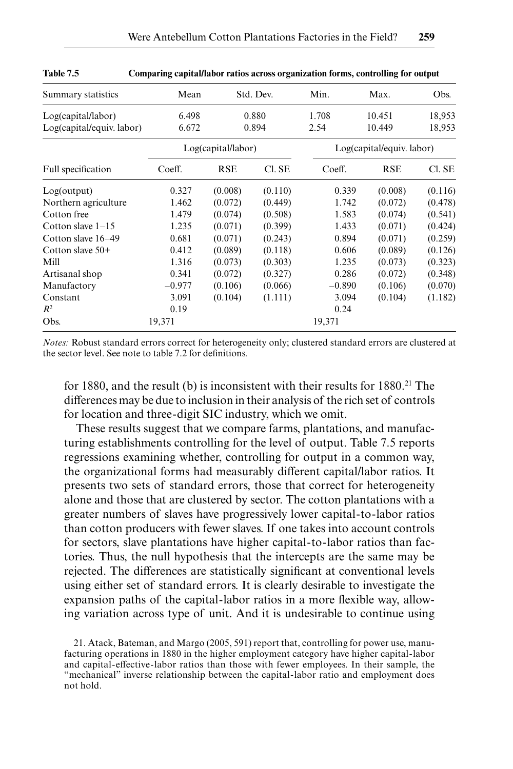**Table 7.5 Comparing capital/labor ratios across organization forms, controlling for output**

| Summary statistics | Mean | Std. Dev. | Min. | Max. | Obs. |
|---|---|---|---|---|---|
| Log(capital/labor) | 6.498 | 0.880 | 1.708 | 10.451 | 18,953 |
| Log(capital/equiv. labor) | 6.672 | 0.894 | 2.54 | 10.449 | 18,953 |

| | Log(capital/labor) | | | Log(capital/equiv. labor) | | |
|---|---|---|---|---|---|---|
| Full specification | Coeff. | RSE | Cl. SE | Coeff. | RSE | Cl. SE |
| Log(output) | 0.327 | (0.008) | (0.110) | 0.339 | (0.008) | (0.116) |
| Northern agriculture | 1.462 | (0.072) | (0.449) | 1.742 | (0.072) | (0.478) |
| Cotton free | 1.479 | (0.074) | (0.508) | 1.583 | (0.074) | (0.541) |
| Cotton slave 1–15 | 1.235 | (0.071) | (0.399) | 1.433 | (0.071) | (0.424) |
| Cotton slave 16–49 | 0.681 | (0.071) | (0.243) | 0.894 | (0.071) | (0.259) |
| Cotton slave 50+ | 0.412 | (0.089) | (0.118) | 0.606 | (0.089) | (0.126) |
| Mill | 1.316 | (0.073) | (0.303) | 1.235 | (0.073) | (0.323) |
| Artisanal shop | 0.341 | (0.072) | (0.327) | 0.286 | (0.072) | (0.348) |
| Manufactory | –0.977 | (0.106) | (0.066) | –0.890 | (0.106) | (0.070) |
| Constant | 3.091 | (0.104) | (1.111) | 3.094 | (0.104) | (1.182) |
| $R^2$ | 0.19 | | | 0.24 | | |
| Obs. | 19,371 | | | 19,371 | | |

*Notes:* Robust standard errors correct for heterogeneity only; clustered standard errors are clustered at the sector level. See note to table 7.2 for definitions.

for 1880, and the result (b) is inconsistent with their results for 1880.[21] The differences may be due to inclusion in their analysis of the rich set of controls for location and three-digit SIC industry, which we omit.

These results suggest that we compare farms, plantations, and manufacturing establishments controlling for the level of output. Table 7.5 reports regressions examining whether, controlling for output in a common way, the organizational forms had measurably different capital/labor ratios. It presents two sets of standard errors, those that correct for heterogeneity alone and those that are clustered by sector. The cotton plantations with a greater numbers of slaves have progressively lower capital-to-labor ratios than cotton producers with fewer slaves. If one takes into account controls for sectors, slave plantations have higher capital-to-labor ratios than factories. Thus, the null hypothesis that the intercepts are the same may be rejected. The differences are statistically significant at conventional levels using either set of standard errors. It is clearly desirable to investigate the expansion paths of the capital-labor ratios in a more flexible way, allowing variation across type of unit. And it is undesirable to continue using

21. Atack, Bateman, and Margo (2005, 591) report that, controlling for power use, manufacturing operations in 1880 in the higher employment category have higher capital-labor and capital-effective-labor ratios than those with fewer employees. In their sample, the "mechanical" inverse relationship between the capital-labor ratio and employment does not hold.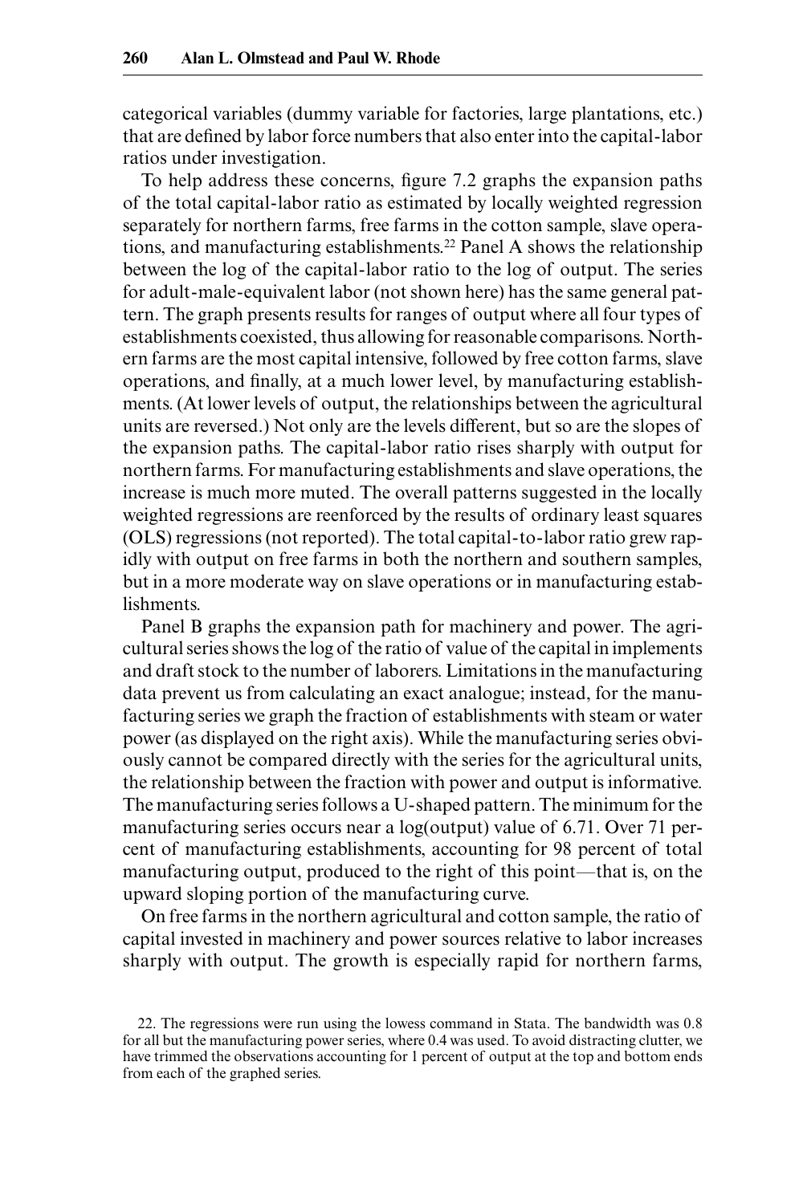categorical variables (dummy variable for factories, large plantations, etc.) that are defined by labor force numbers that also enter into the capital-labor ratios under investigation.

To help address these concerns, figure 7.2 graphs the expansion paths of the total capital-labor ratio as estimated by locally weighted regression separately for northern farms, free farms in the cotton sample, slave operations, and manufacturing establishments.[22] Panel A shows the relationship between the log of the capital-labor ratio to the log of output. The series for adult-male-equivalent labor (not shown here) has the same general pattern. The graph presents results for ranges of output where all four types of establishments coexisted, thus allowing for reasonable comparisons. Northern farms are the most capital intensive, followed by free cotton farms, slave operations, and finally, at a much lower level, by manufacturing establishments. (At lower levels of output, the relationships between the agricultural units are reversed.) Not only are the levels different, but so are the slopes of the expansion paths. The capital-labor ratio rises sharply with output for northern farms. For manufacturing establishments and slave operations, the increase is much more muted. The overall patterns suggested in the locally weighted regressions are reenforced by the results of ordinary least squares (OLS) regressions (not reported). The total capital-to-labor ratio grew rapidly with output on free farms in both the northern and southern samples, but in a more moderate way on slave operations or in manufacturing establishments.

Panel B graphs the expansion path for machinery and power. The agricultural series shows the log of the ratio of value of the capital in implements and draft stock to the number of laborers. Limitations in the manufacturing data prevent us from calculating an exact analogue; instead, for the manufacturing series we graph the fraction of establishments with steam or water power (as displayed on the right axis). While the manufacturing series obviously cannot be compared directly with the series for the agricultural units, the relationship between the fraction with power and output is informative. The manufacturing series follows a U-shaped pattern. The minimum for the manufacturing series occurs near a log(output) value of 6.71. Over 71 percent of manufacturing establishments, accounting for 98 percent of total manufacturing output, produced to the right of this point—that is, on the upward sloping portion of the manufacturing curve.

On free farms in the northern agricultural and cotton sample, the ratio of capital invested in machinery and power sources relative to labor increases sharply with output. The growth is especially rapid for northern farms,

22. The regressions were run using the lowess command in Stata. The bandwidth was 0.8 for all but the manufacturing power series, where 0.4 was used. To avoid distracting clutter, we have trimmed the observations accounting for 1 percent of output at the top and bottom ends from each of the graphed series.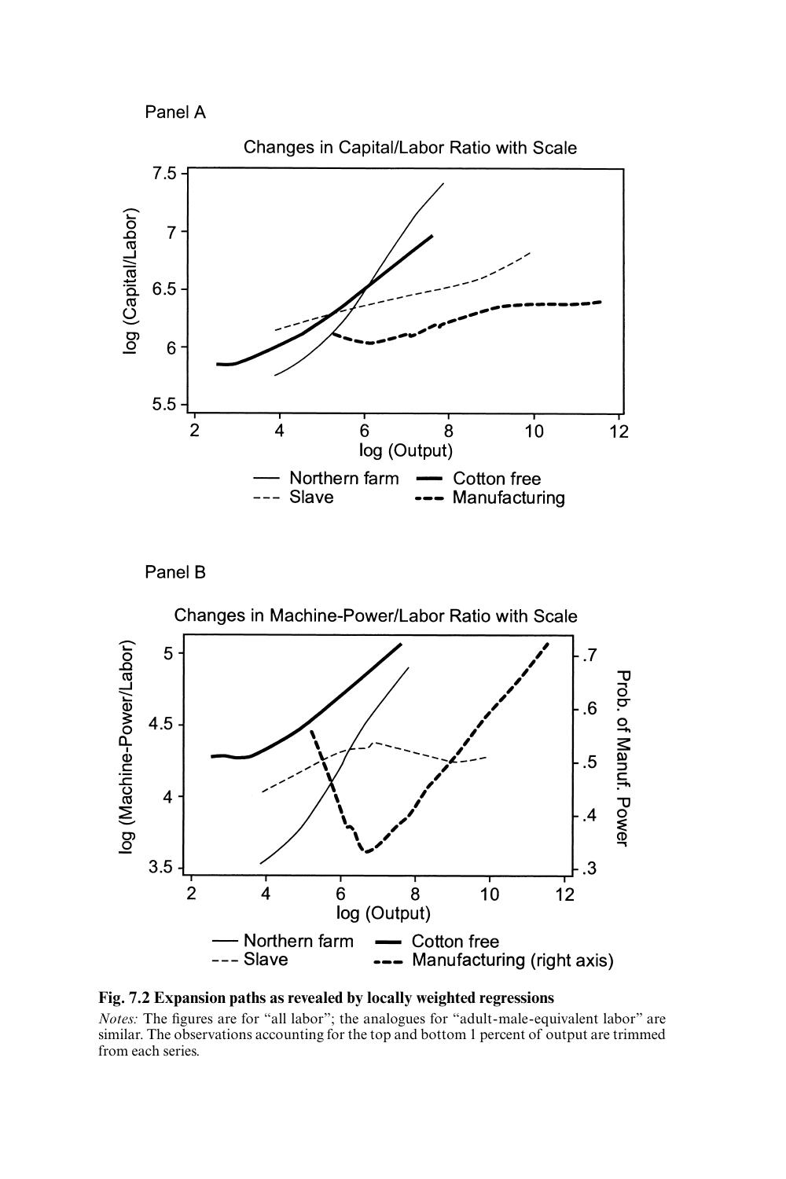**Fig. 7.2 Expansion paths as revealed by locally weighted regressions**

*Notes:* The figures are for "all labor"; the analogues for "adult-male-equivalent labor" are similar. The observations accounting for the top and bottom 1 percent of output are trimmed from each series.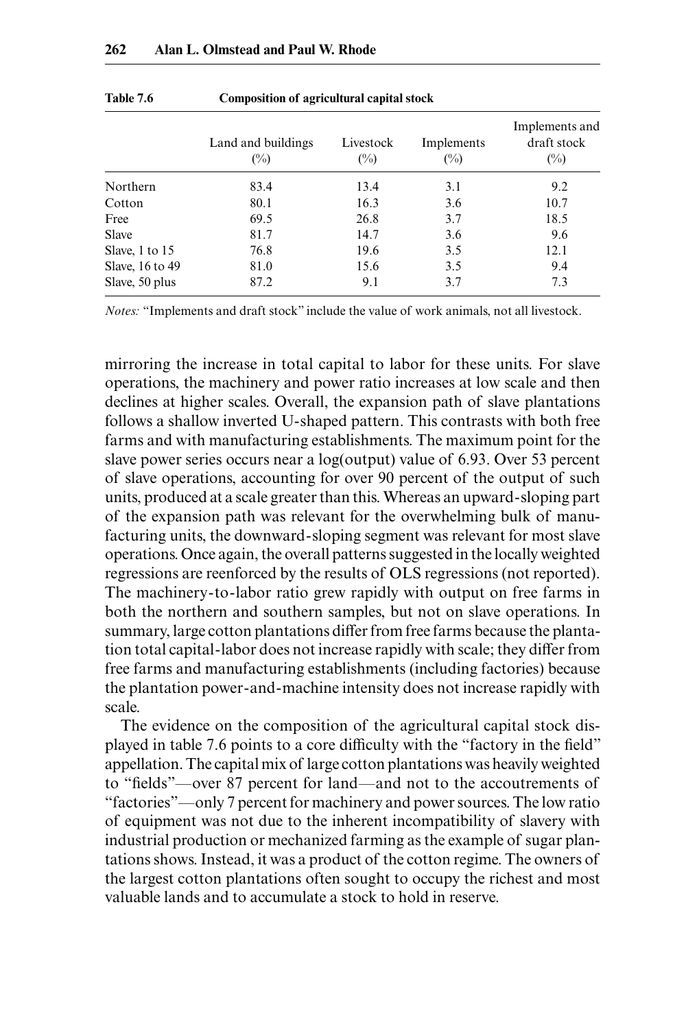**Table 7.6 Composition of agricultural capital stock**

| | Land and buildings (%) | Livestock (%) | Implements (%) | Implements and draft stock (%) |
|---|---|---|---|---|
| Northern | 83.4 | 13.4 | 3.1 | 9.2 |
| Cotton | 80.1 | 16.3 | 3.6 | 10.7 |
| Free | 69.5 | 26.8 | 3.7 | 18.5 |
| Slave | 81.7 | 14.7 | 3.6 | 9.6 |
| Slave, 1 to 15 | 76.8 | 19.6 | 3.5 | 12.1 |
| Slave, 16 to 49 | 81.0 | 15.6 | 3.5 | 9.4 |
| Slave, 50 plus | 87.2 | 9.1 | 3.7 | 7.3 |

*Notes:* "Implements and draft stock" include the value of work animals, not all livestock.

mirroring the increase in total capital to labor for these units. For slave operations, the machinery and power ratio increases at low scale and then declines at higher scales. Overall, the expansion path of slave plantations follows a shallow inverted U-shaped pattern. This contrasts with both free farms and with manufacturing establishments. The maximum point for the slave power series occurs near a log(output) value of 6.93. Over 53 percent of slave operations, accounting for over 90 percent of the output of such units, produced at a scale greater than this. Whereas an upward-sloping part of the expansion path was relevant for the overwhelming bulk of manufacturing units, the downward-sloping segment was relevant for most slave operations. Once again, the overall patterns suggested in the locally weighted regressions are reenforced by the results of OLS regressions (not reported). The machinery-to-labor ratio grew rapidly with output on free farms in both the northern and southern samples, but not on slave operations. In summary, large cotton plantations differ from free farms because the plantation total capital-labor does not increase rapidly with scale; they differ from free farms and manufacturing establishments (including factories) because the plantation power-and-machine intensity does not increase rapidly with scale.

The evidence on the composition of the agricultural capital stock displayed in table 7.6 points to a core difficulty with the "factory in the field" appellation. The capital mix of large cotton plantations was heavily weighted to "fields"—over 87 percent for land—and not to the accoutrements of "factories"—only 7 percent for machinery and power sources. The low ratio of equipment was not due to the inherent incompatibility of slavery with industrial production or mechanized farming as the example of sugar plantations shows. Instead, it was a product of the cotton regime. The owners of the largest cotton plantations often sought to occupy the richest and most valuable lands and to accumulate a stock to hold in reserve.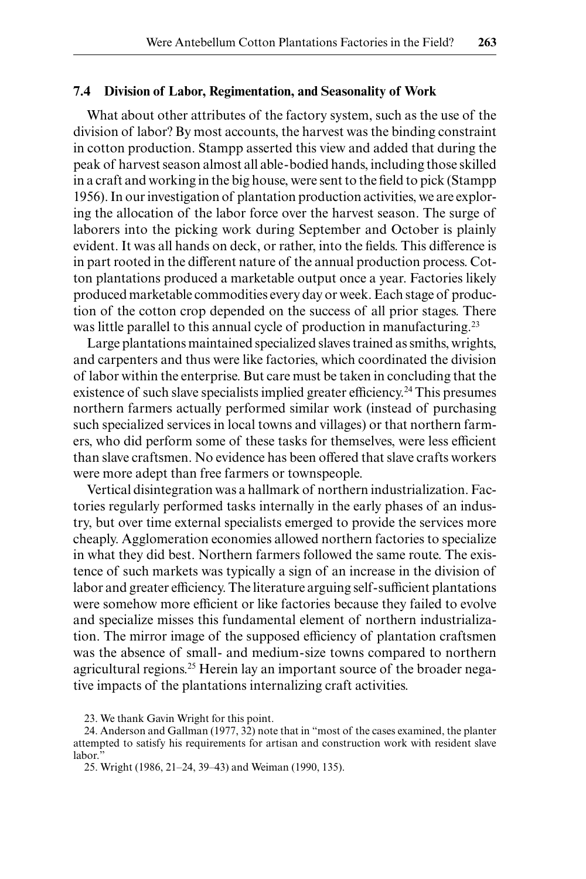## 7.4 Division of Labor, Regimentation, and Seasonality of Work

What about other attributes of the factory system, such as the use of the division of labor? By most accounts, the harvest was the binding constraint in cotton production. Stampp asserted this view and added that during the peak of harvest season almost all able-bodied hands, including those skilled in a craft and working in the big house, were sent to the field to pick (Stampp 1956). In our investigation of plantation production activities, we are exploring the allocation of the labor force over the harvest season. The surge of laborers into the picking work during September and October is plainly evident. It was all hands on deck, or rather, into the fields. This difference is in part rooted in the different nature of the annual production process. Cotton plantations produced a marketable output once a year. Factories likely produced marketable commodities every day or week. Each stage of production of the cotton crop depended on the success of all prior stages. There was little parallel to this annual cycle of production in manufacturing.[23]

Large plantations maintained specialized slaves trained as smiths, wrights, and carpenters and thus were like factories, which coordinated the division of labor within the enterprise. But care must be taken in concluding that the existence of such slave specialists implied greater efficiency.[24] This presumes northern farmers actually performed similar work (instead of purchasing such specialized services in local towns and villages) or that northern farmers, who did perform some of these tasks for themselves, were less efficient than slave craftsmen. No evidence has been offered that slave crafts workers were more adept than free farmers or townspeople.

Vertical disintegration was a hallmark of northern industrialization. Factories regularly performed tasks internally in the early phases of an industry, but over time external specialists emerged to provide the services more cheaply. Agglomeration economies allowed northern factories to specialize in what they did best. Northern farmers followed the same route. The existence of such markets was typically a sign of an increase in the division of labor and greater efficiency. The literature arguing self-sufficient plantations were somehow more efficient or like factories because they failed to evolve and specialize misses this fundamental element of northern industrialization. The mirror image of the supposed efficiency of plantation craftsmen was the absence of small- and medium-size towns compared to northern agricultural regions.[25] Herein lay an important source of the broader negative impacts of the plantations internalizing craft activities.

23. We thank Gavin Wright for this point.

24. Anderson and Gallman (1977, 32) note that in "most of the cases examined, the planter attempted to satisfy his requirements for artisan and construction work with resident slave labor."

25. Wright (1986, 21–24, 39–43) and Weiman (1990, 135).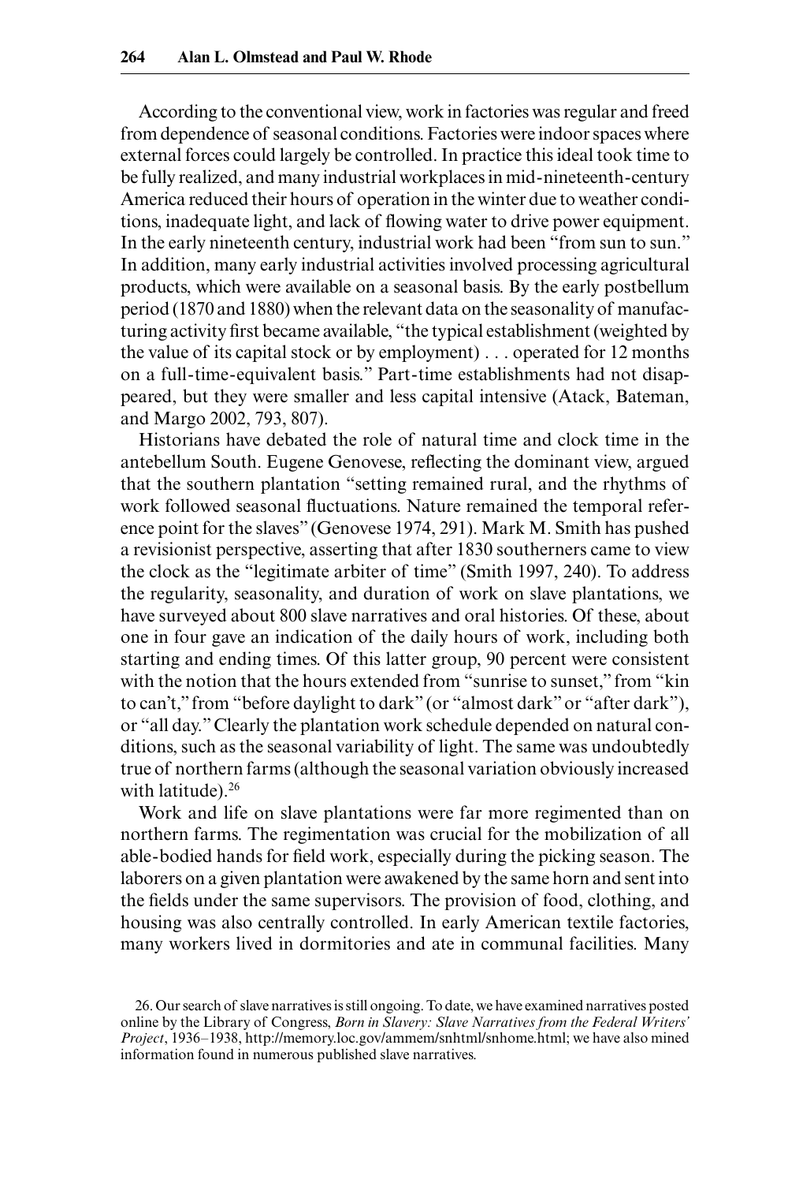According to the conventional view, work in factories was regular and freed from dependence of seasonal conditions. Factories were indoor spaces where external forces could largely be controlled. In practice this ideal took time to be fully realized, and many industrial workplaces in mid-nineteenth-century America reduced their hours of operation in the winter due to weather conditions, inadequate light, and lack of flowing water to drive power equipment. In the early nineteenth century, industrial work had been "from sun to sun." In addition, many early industrial activities involved processing agricultural products, which were available on a seasonal basis. By the early postbellum period (1870 and 1880) when the relevant data on the seasonality of manufacturing activity first became available, "the typical establishment (weighted by the value of its capital stock or by employment) . . . operated for 12 months on a full-time-equivalent basis." Part-time establishments had not disappeared, but they were smaller and less capital intensive (Atack, Bateman, and Margo 2002, 793, 807).

Historians have debated the role of natural time and clock time in the antebellum South. Eugene Genovese, reflecting the dominant view, argued that the southern plantation "setting remained rural, and the rhythms of work followed seasonal fluctuations. Nature remained the temporal reference point for the slaves" (Genovese 1974, 291). Mark M. Smith has pushed a revisionist perspective, asserting that after 1830 southerners came to view the clock as the "legitimate arbiter of time" (Smith 1997, 240). To address the regularity, seasonality, and duration of work on slave plantations, we have surveyed about 800 slave narratives and oral histories. Of these, about one in four gave an indication of the daily hours of work, including both starting and ending times. Of this latter group, 90 percent were consistent with the notion that the hours extended from "sunrise to sunset," from "kin to can't," from "before daylight to dark" (or "almost dark" or "after dark"), or "all day." Clearly the plantation work schedule depended on natural conditions, such as the seasonal variability of light. The same was undoubtedly true of northern farms (although the seasonal variation obviously increased with latitude).[26]

Work and life on slave plantations were far more regimented than on northern farms. The regimentation was crucial for the mobilization of all able-bodied hands for field work, especially during the picking season. The laborers on a given plantation were awakened by the same horn and sent into the fields under the same supervisors. The provision of food, clothing, and housing was also centrally controlled. In early American textile factories, many workers lived in dormitories and ate in communal facilities. Many

26. Our search of slave narratives is still ongoing. To date, we have examined narratives posted online by the Library of Congress, *Born in Slavery: Slave Narratives from the Federal Writers' Project*, 1936–1938, http://memory.loc.gov/ammem/snhtml/snhome.html; we have also mined information found in numerous published slave narratives.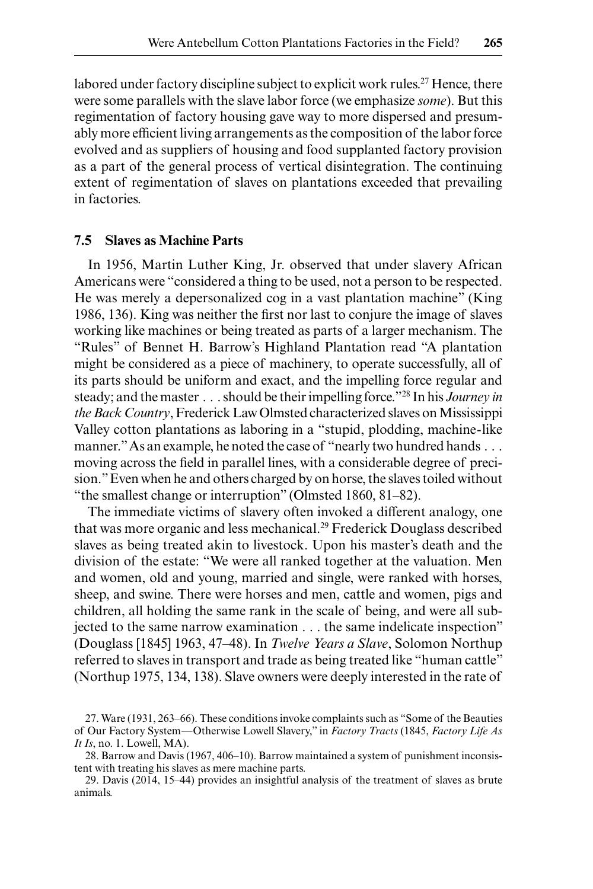labored under factory discipline subject to explicit work rules.[27] Hence, there were some parallels with the slave labor force (we emphasize *some*). But this regimentation of factory housing gave way to more dispersed and presumably more efficient living arrangements as the composition of the labor force evolved and as suppliers of housing and food supplanted factory provision as a part of the general process of vertical disintegration. The continuing extent of regimentation of slaves on plantations exceeded that prevailing in factories.

### 7.5 Slaves as Machine Parts

In 1956, Martin Luther King, Jr. observed that under slavery African Americans were "considered a thing to be used, not a person to be respected. He was merely a depersonalized cog in a vast plantation machine" (King 1986, 136). King was neither the first nor last to conjure the image of slaves working like machines or being treated as parts of a larger mechanism. The "Rules" of Bennet H. Barrow's Highland Plantation read "A plantation might be considered as a piece of machinery, to operate successfully, all of its parts should be uniform and exact, and the impelling force regular and steady; and the master . . . should be their impelling force."[28] In his *Journey in the Back Country*, Frederick Law Olmsted characterized slaves on Mississippi Valley cotton plantations as laboring in a "stupid, plodding, machine-like manner." As an example, he noted the case of "nearly two hundred hands . . . moving across the field in parallel lines, with a considerable degree of precision." Even when he and others charged by on horse, the slaves toiled without "the smallest change or interruption" (Olmsted 1860, 81–82).

The immediate victims of slavery often invoked a different analogy, one that was more organic and less mechanical.[29] Frederick Douglass described slaves as being treated akin to livestock. Upon his master's death and the division of the estate: "We were all ranked together at the valuation. Men and women, old and young, married and single, were ranked with horses, sheep, and swine. There were horses and men, cattle and women, pigs and children, all holding the same rank in the scale of being, and were all subjected to the same narrow examination . . . the same indelicate inspection" (Douglass [1845] 1963, 47–48). In *Twelve Years a Slave*, Solomon Northup referred to slaves in transport and trade as being treated like "human cattle" (Northup 1975, 134, 138). Slave owners were deeply interested in the rate of

27. Ware (1931, 263–66). These conditions invoke complaints such as "Some of the Beauties of Our Factory System—Otherwise Lowell Slavery," in *Factory Tracts* (1845, *Factory Life As It Is*, no. 1. Lowell, MA).

28. Barrow and Davis (1967, 406–10). Barrow maintained a system of punishment inconsistent with treating his slaves as mere machine parts.

29. Davis (2014, 15–44) provides an insightful analysis of the treatment of slaves as brute animals.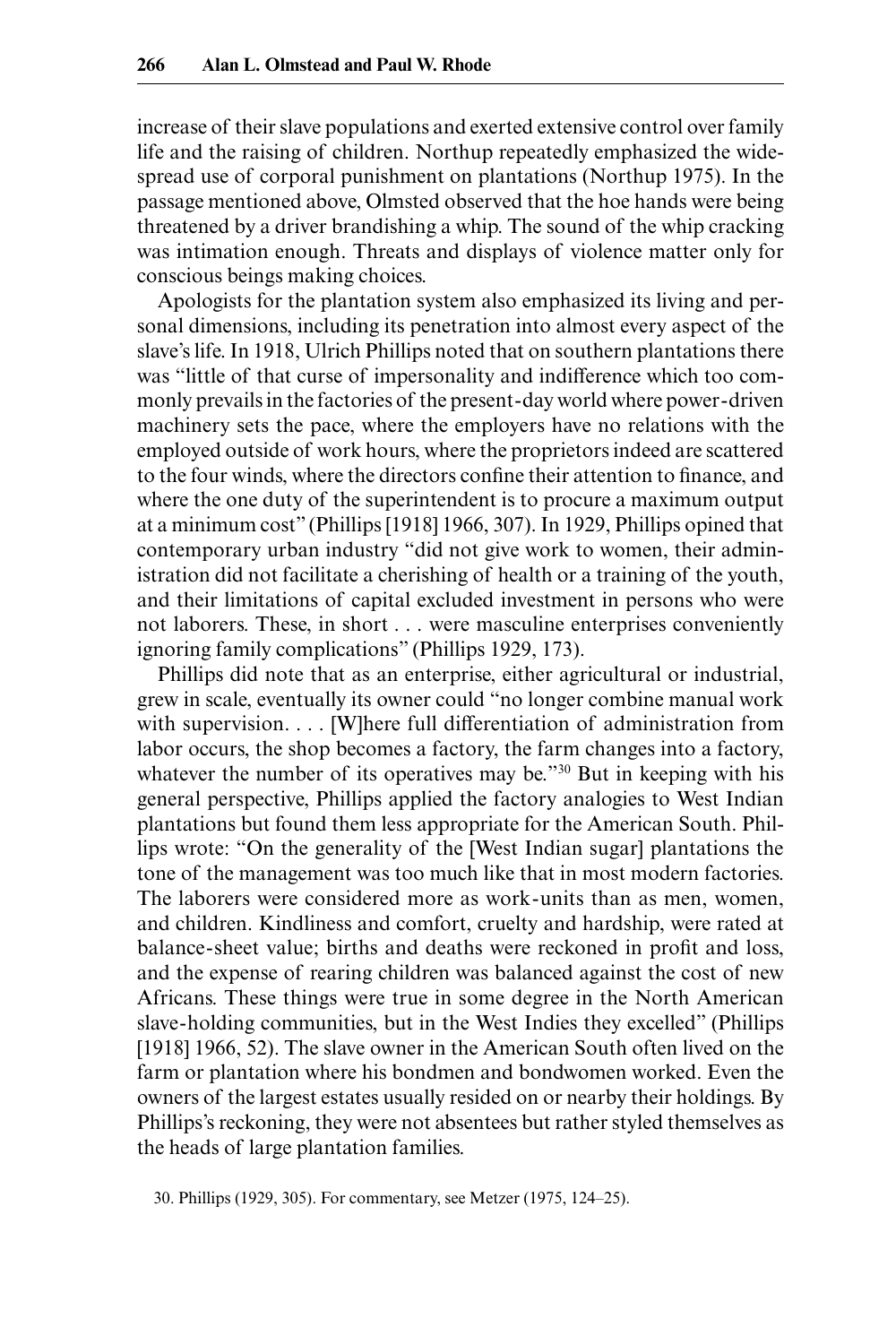increase of their slave populations and exerted extensive control over family life and the raising of children. Northup repeatedly emphasized the widespread use of corporal punishment on plantations (Northup 1975). In the passage mentioned above, Olmsted observed that the hoe hands were being threatened by a driver brandishing a whip. The sound of the whip cracking was intimation enough. Threats and displays of violence matter only for conscious beings making choices.

Apologists for the plantation system also emphasized its living and personal dimensions, including its penetration into almost every aspect of the slave's life. In 1918, Ulrich Phillips noted that on southern plantations there was "little of that curse of impersonality and indifference which too commonly prevails in the factories of the present-day world where power-driven machinery sets the pace, where the employers have no relations with the employed outside of work hours, where the proprietors indeed are scattered to the four winds, where the directors confine their attention to finance, and where the one duty of the superintendent is to procure a maximum output at a minimum cost" (Phillips [1918] 1966, 307). In 1929, Phillips opined that contemporary urban industry "did not give work to women, their administration did not facilitate a cherishing of health or a training of the youth, and their limitations of capital excluded investment in persons who were not laborers. These, in short . . . were masculine enterprises conveniently ignoring family complications" (Phillips 1929, 173).

Phillips did note that as an enterprise, either agricultural or industrial, grew in scale, eventually its owner could "no longer combine manual work with supervision. . . . [W]here full differentiation of administration from labor occurs, the shop becomes a factory, the farm changes into a factory, whatever the number of its operatives may be."[30] But in keeping with his general perspective, Phillips applied the factory analogies to West Indian plantations but found them less appropriate for the American South. Phillips wrote: "On the generality of the [West Indian sugar] plantations the tone of the management was too much like that in most modern factories. The laborers were considered more as work-units than as men, women, and children. Kindliness and comfort, cruelty and hardship, were rated at balance-sheet value; births and deaths were reckoned in profit and loss, and the expense of rearing children was balanced against the cost of new Africans. These things were true in some degree in the North American slave-holding communities, but in the West Indies they excelled" (Phillips [1918] 1966, 52). The slave owner in the American South often lived on the farm or plantation where his bondmen and bondwomen worked. Even the owners of the largest estates usually resided on or nearby their holdings. By Phillips's reckoning, they were not absentees but rather styled themselves as the heads of large plantation families.

30. Phillips (1929, 305). For commentary, see Metzer (1975, 124–25).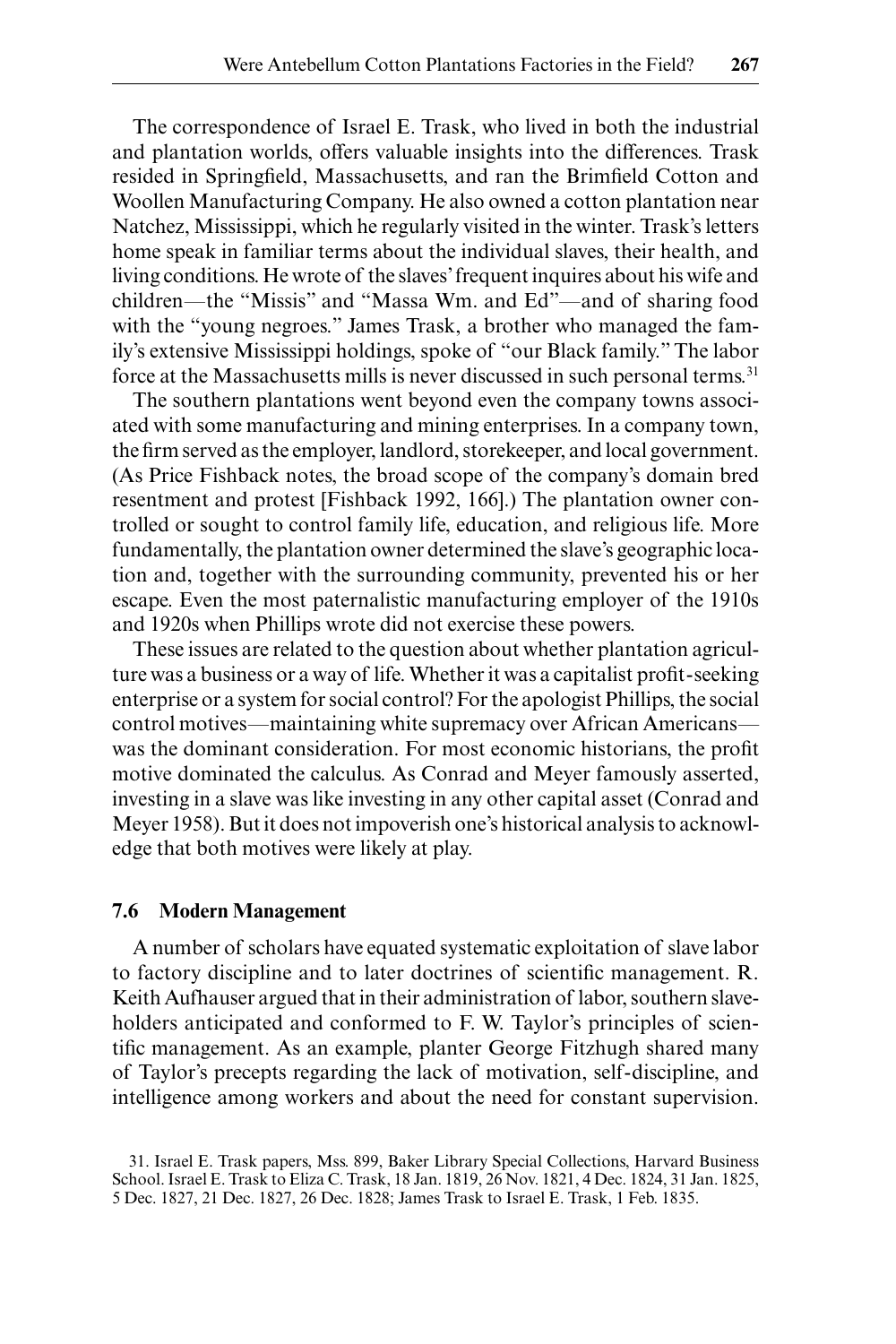The correspondence of Israel E. Trask, who lived in both the industrial and plantation worlds, offers valuable insights into the differences. Trask resided in Springfield, Massachusetts, and ran the Brimfield Cotton and Woollen Manufacturing Company. He also owned a cotton plantation near Natchez, Mississippi, which he regularly visited in the winter. Trask's letters home speak in familiar terms about the individual slaves, their health, and living conditions. He wrote of the slaves' frequent inquires about his wife and children—the "Missis" and "Massa Wm. and Ed"—and of sharing food with the "young negroes." James Trask, a brother who managed the family's extensive Mississippi holdings, spoke of "our Black family." The labor force at the Massachusetts mills is never discussed in such personal terms.[31]

The southern plantations went beyond even the company towns associated with some manufacturing and mining enterprises. In a company town, the firm served as the employer, landlord, storekeeper, and local government. (As Price Fishback notes, the broad scope of the company's domain bred resentment and protest [Fishback 1992, 166].) The plantation owner controlled or sought to control family life, education, and religious life. More fundamentally, the plantation owner determined the slave's geographic location and, together with the surrounding community, prevented his or her escape. Even the most paternalistic manufacturing employer of the 1910s and 1920s when Phillips wrote did not exercise these powers.

These issues are related to the question about whether plantation agriculture was a business or a way of life. Whether it was a capitalist profit-seeking enterprise or a system for social control? For the apologist Phillips, the social control motives—maintaining white supremacy over African Americans—was the dominant consideration. For most economic historians, the profit motive dominated the calculus. As Conrad and Meyer famously asserted, investing in a slave was like investing in any other capital asset (Conrad and Meyer 1958). But it does not impoverish one's historical analysis to acknowledge that both motives were likely at play.

### 7.6 Modern Management

A number of scholars have equated systematic exploitation of slave labor to factory discipline and to later doctrines of scientific management. R. Keith Aufhauser argued that in their administration of labor, southern slaveholders anticipated and conformed to F. W. Taylor's principles of scientific management. As an example, planter George Fitzhugh shared many of Taylor's precepts regarding the lack of motivation, self-discipline, and intelligence among workers and about the need for constant supervision.

31. Israel E. Trask papers, Mss. 899, Baker Library Special Collections, Harvard Business School. Israel E. Trask to Eliza C. Trask, 18 Jan. 1819, 26 Nov. 1821, 4 Dec. 1824, 31 Jan. 1825, 5 Dec. 1827, 21 Dec. 1827, 26 Dec. 1828; James Trask to Israel E. Trask, 1 Feb. 1835.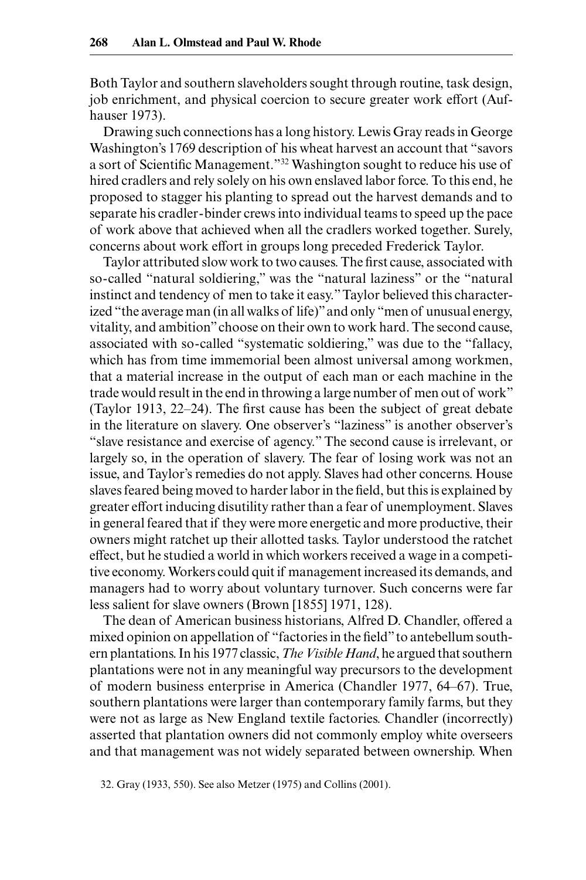Both Taylor and southern slaveholders sought through routine, task design, job enrichment, and physical coercion to secure greater work effort (Aufhauser 1973).

Drawing such connections has a long history. Lewis Gray reads in George Washington's 1769 description of his wheat harvest an account that "savors a sort of Scientific Management."[32] Washington sought to reduce his use of hired cradlers and rely solely on his own enslaved labor force. To this end, he proposed to stagger his planting to spread out the harvest demands and to separate his cradler-binder crews into individual teams to speed up the pace of work above that achieved when all the cradlers worked together. Surely, concerns about work effort in groups long preceded Frederick Taylor.

Taylor attributed slow work to two causes. The first cause, associated with so-called "natural soldiering," was the "natural laziness" or the "natural instinct and tendency of men to take it easy." Taylor believed this characterized "the average man (in all walks of life)" and only "men of unusual energy, vitality, and ambition" choose on their own to work hard. The second cause, associated with so-called "systematic soldiering," was due to the "fallacy, which has from time immemorial been almost universal among workmen, that a material increase in the output of each man or each machine in the trade would result in the end in throwing a large number of men out of work" (Taylor 1913, 22–24). The first cause has been the subject of great debate in the literature on slavery. One observer's "laziness" is another observer's "slave resistance and exercise of agency." The second cause is irrelevant, or largely so, in the operation of slavery. The fear of losing work was not an issue, and Taylor's remedies do not apply. Slaves had other concerns. House slaves feared being moved to harder labor in the field, but this is explained by greater effort inducing disutility rather than a fear of unemployment. Slaves in general feared that if they were more energetic and more productive, their owners might ratchet up their allotted tasks. Taylor understood the ratchet effect, but he studied a world in which workers received a wage in a competitive economy. Workers could quit if management increased its demands, and managers had to worry about voluntary turnover. Such concerns were far less salient for slave owners (Brown [1855] 1971, 128).

The dean of American business historians, Alfred D. Chandler, offered a mixed opinion on appellation of "factories in the field" to antebellum southern plantations. In his 1977 classic, *The Visible Hand*, he argued that southern plantations were not in any meaningful way precursors to the development of modern business enterprise in America (Chandler 1977, 64–67). True, southern plantations were larger than contemporary family farms, but they were not as large as New England textile factories. Chandler (incorrectly) asserted that plantation owners did not commonly employ white overseers and that management was not widely separated between ownership. When

32. Gray (1933, 550). See also Metzer (1975) and Collins (2001).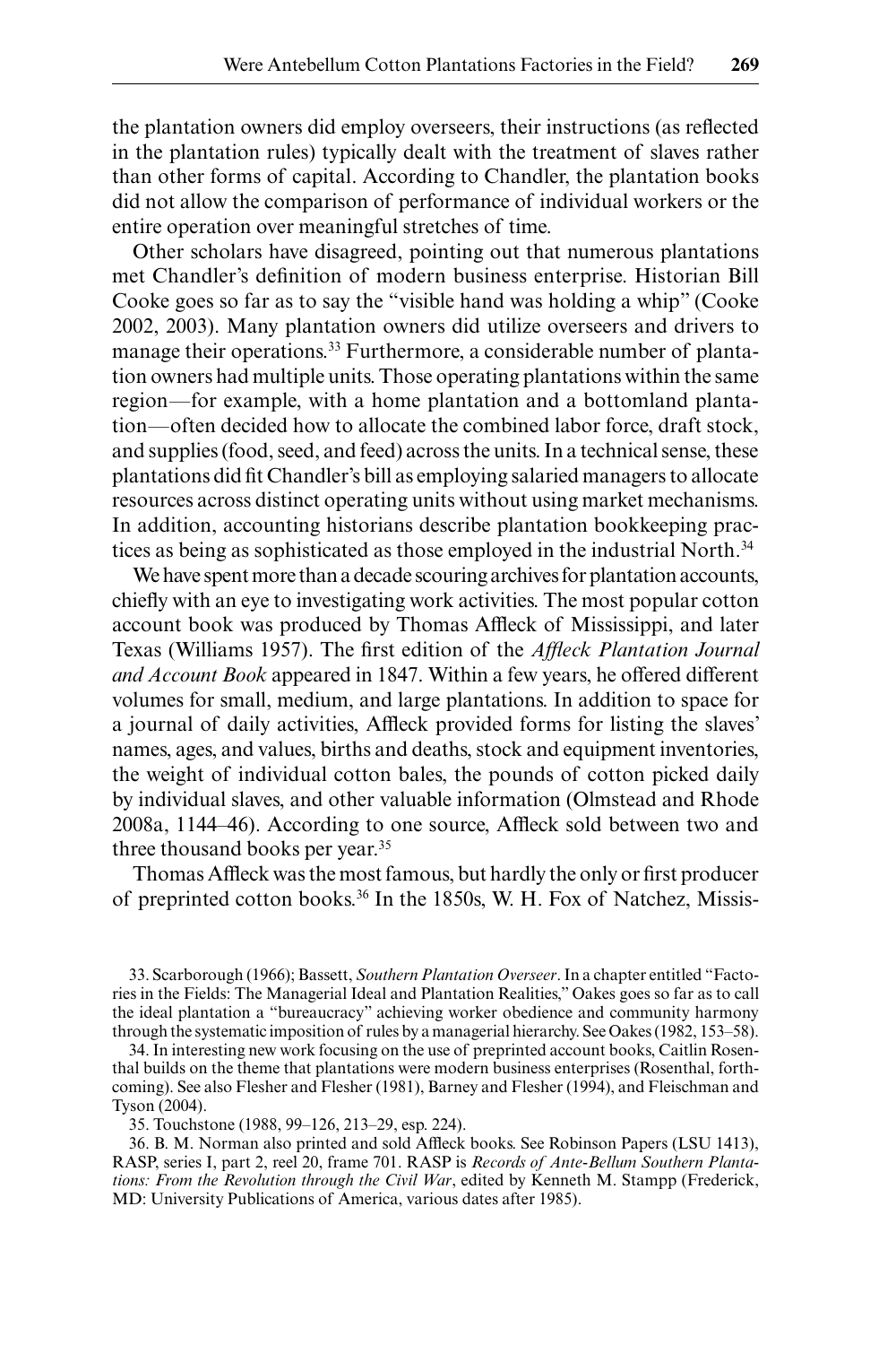the plantation owners did employ overseers, their instructions (as reflected in the plantation rules) typically dealt with the treatment of slaves rather than other forms of capital. According to Chandler, the plantation books did not allow the comparison of performance of individual workers or the entire operation over meaningful stretches of time.

Other scholars have disagreed, pointing out that numerous plantations met Chandler's definition of modern business enterprise. Historian Bill Cooke goes so far as to say the "visible hand was holding a whip" (Cooke 2002, 2003). Many plantation owners did utilize overseers and drivers to manage their operations.[33] Furthermore, a considerable number of plantation owners had multiple units. Those operating plantations within the same region—for example, with a home plantation and a bottomland plantation—often decided how to allocate the combined labor force, draft stock, and supplies (food, seed, and feed) across the units. In a technical sense, these plantations did fit Chandler's bill as employing salaried managers to allocate resources across distinct operating units without using market mechanisms. In addition, accounting historians describe plantation bookkeeping practices as being as sophisticated as those employed in the industrial North.[34]

We have spent more than a decade scouring archives for plantation accounts, chiefly with an eye to investigating work activities. The most popular cotton account book was produced by Thomas Affleck of Mississippi, and later Texas (Williams 1957). The first edition of the *Affleck Plantation Journal and Account Book* appeared in 1847. Within a few years, he offered different volumes for small, medium, and large plantations. In addition to space for a journal of daily activities, Affleck provided forms for listing the slaves' names, ages, and values, births and deaths, stock and equipment inventories, the weight of individual cotton bales, the pounds of cotton picked daily by individual slaves, and other valuable information (Olmstead and Rhode 2008a, 1144–46). According to one source, Affleck sold between two and three thousand books per year.[35]

Thomas Affleck was the most famous, but hardly the only or first producer of preprinted cotton books.[36] In the 1850s, W. H. Fox of Natchez, Missis-

33. Scarborough (1966); Bassett, *Southern Plantation Overseer*. In a chapter entitled "Factories in the Fields: The Managerial Ideal and Plantation Realities," Oakes goes so far as to call the ideal plantation a "bureaucracy" achieving worker obedience and community harmony through the systematic imposition of rules by a managerial hierarchy. See Oakes (1982, 153–58).

34. In interesting new work focusing on the use of preprinted account books, Caitlin Rosenthal builds on the theme that plantations were modern business enterprises (Rosenthal, forthcoming). See also Flesher and Flesher (1981), Barney and Flesher (1994), and Fleischman and Tyson (2004).

35. Touchstone (1988, 99–126, 213–29, esp. 224).

36. B. M. Norman also printed and sold Affleck books. See Robinson Papers (LSU 1413), RASP, series I, part 2, reel 20, frame 701. RASP is *Records of Ante-Bellum Southern Plantations: From the Revolution through the Civil War*, edited by Kenneth M. Stampp (Frederick, MD: University Publications of America, various dates after 1985).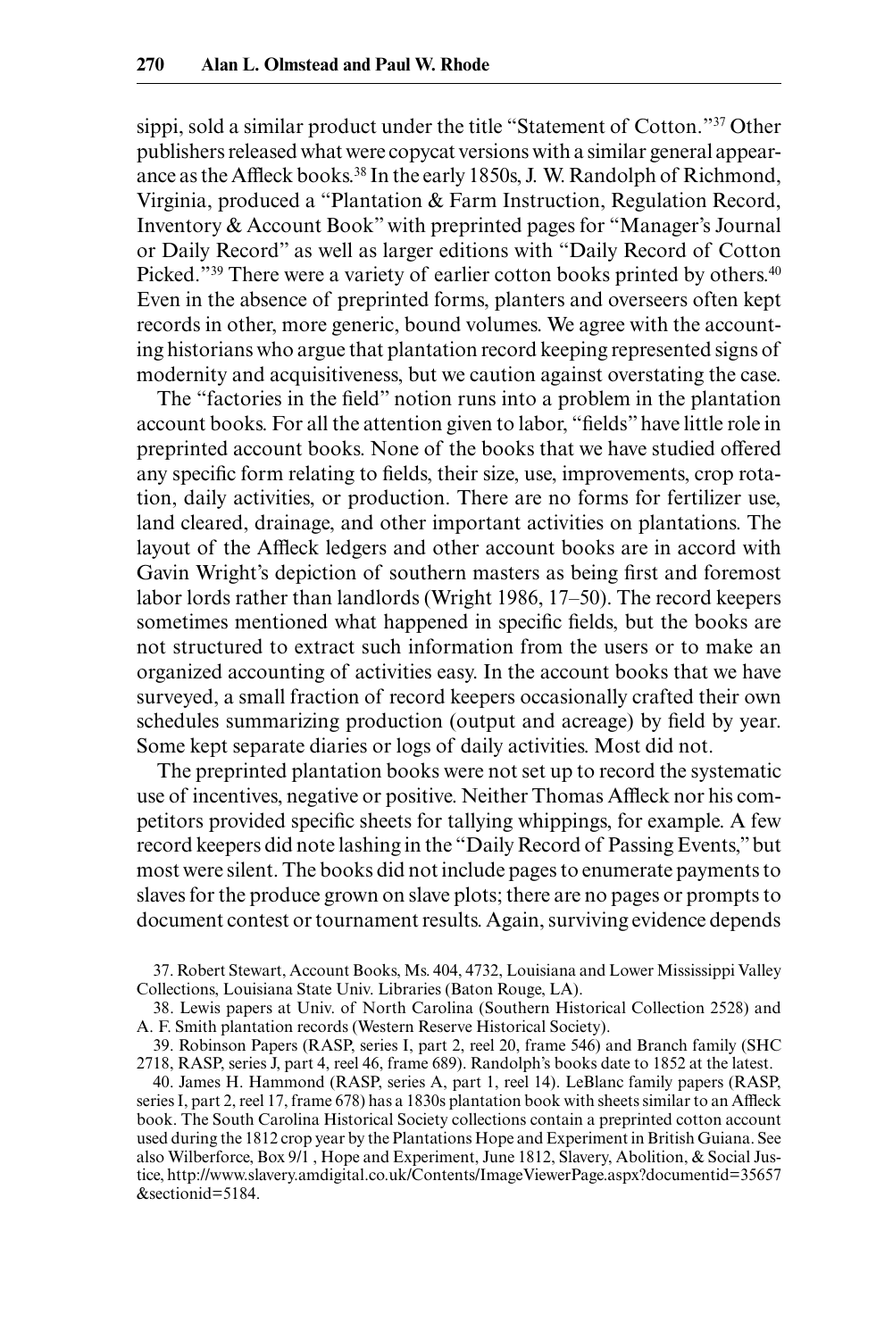sippi, sold a similar product under the title "Statement of Cotton."[37] Other publishers released what were copycat versions with a similar general appearance as the Affleck books.[38] In the early 1850s, J. W. Randolph of Richmond, Virginia, produced a "Plantation & Farm Instruction, Regulation Record, Inventory & Account Book" with preprinted pages for "Manager's Journal or Daily Record" as well as larger editions with "Daily Record of Cotton Picked."[39] There were a variety of earlier cotton books printed by others.[40] Even in the absence of preprinted forms, planters and overseers often kept records in other, more generic, bound volumes. We agree with the accounting historians who argue that plantation record keeping represented signs of modernity and acquisitiveness, but we caution against overstating the case.

The "factories in the field" notion runs into a problem in the plantation account books. For all the attention given to labor, "fields" have little role in preprinted account books. None of the books that we have studied offered any specific form relating to fields, their size, use, improvements, crop rotation, daily activities, or production. There are no forms for fertilizer use, land cleared, drainage, and other important activities on plantations. The layout of the Affleck ledgers and other account books are in accord with Gavin Wright's depiction of southern masters as being first and foremost labor lords rather than landlords (Wright 1986, 17–50). The record keepers sometimes mentioned what happened in specific fields, but the books are not structured to extract such information from the users or to make an organized accounting of activities easy. In the account books that we have surveyed, a small fraction of record keepers occasionally crafted their own schedules summarizing production (output and acreage) by field by year. Some kept separate diaries or logs of daily activities. Most did not.

The preprinted plantation books were not set up to record the systematic use of incentives, negative or positive. Neither Thomas Affleck nor his competitors provided specific sheets for tallying whippings, for example. A few record keepers did note lashing in the "Daily Record of Passing Events," but most were silent. The books did not include pages to enumerate payments to slaves for the produce grown on slave plots; there are no pages or prompts to document contest or tournament results. Again, surviving evidence depends

37. Robert Stewart, Account Books, Ms. 404, 4732, Louisiana and Lower Mississippi Valley Collections, Louisiana State Univ. Libraries (Baton Rouge, LA).

38. Lewis papers at Univ. of North Carolina (Southern Historical Collection 2528) and A. F. Smith plantation records (Western Reserve Historical Society).

39. Robinson Papers (RASP, series I, part 2, reel 20, frame 546) and Branch family (SHC 2718, RASP, series J, part 4, reel 46, frame 689). Randolph's books date to 1852 at the latest.

40. James H. Hammond (RASP, series A, part 1, reel 14). LeBlanc family papers (RASP, series I, part 2, reel 17, frame 678) has a 1830s plantation book with sheets similar to an Affleck book. The South Carolina Historical Society collections contain a preprinted cotton account used during the 1812 crop year by the Plantations Hope and Experiment in British Guiana. See also Wilberforce, Box 9/1 , Hope and Experiment, June 1812, Slavery, Abolition, & Social Justice, http://www.slavery.amdigital.co.uk/Contents/ImageViewerPage.aspx?documentid=35657&sectionid=5184.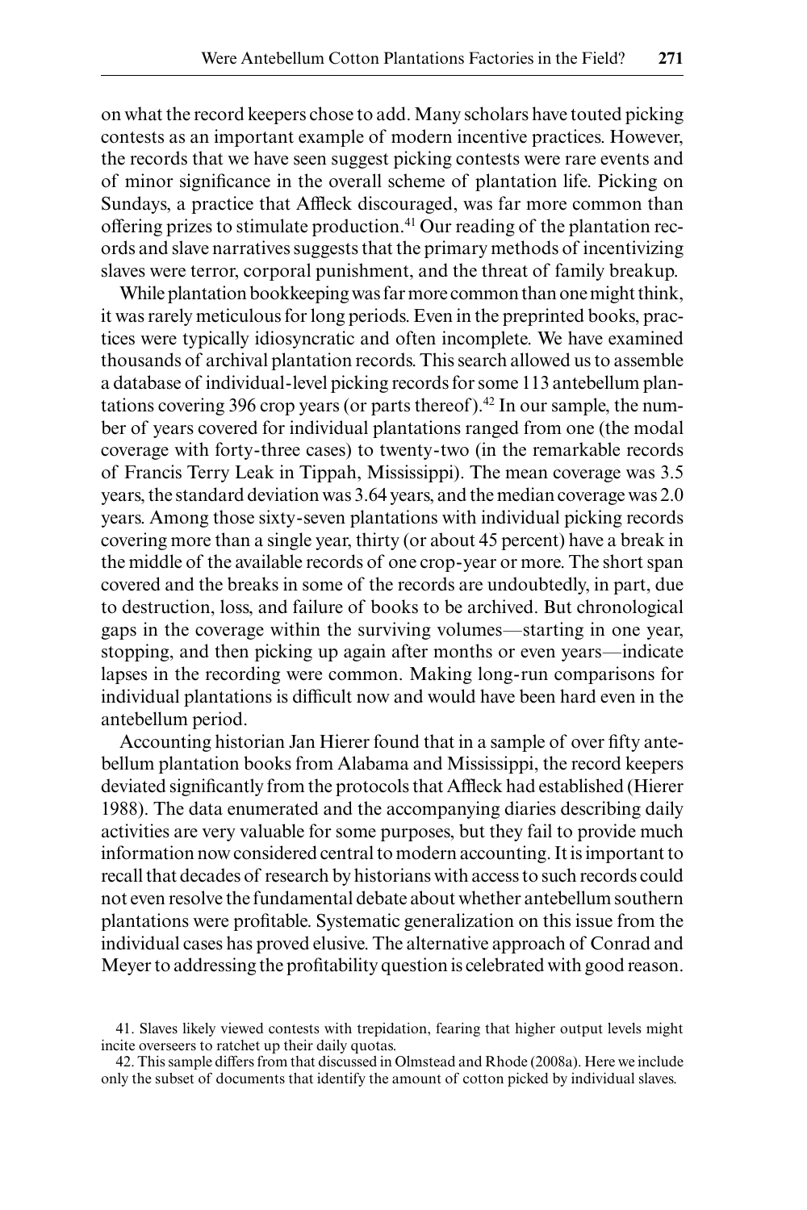on what the record keepers chose to add. Many scholars have touted picking contests as an important example of modern incentive practices. However, the records that we have seen suggest picking contests were rare events and of minor significance in the overall scheme of plantation life. Picking on Sundays, a practice that Affleck discouraged, was far more common than offering prizes to stimulate production.[41] Our reading of the plantation records and slave narratives suggests that the primary methods of incentivizing slaves were terror, corporal punishment, and the threat of family breakup.

While plantation bookkeeping was far more common than one might think, it was rarely meticulous for long periods. Even in the preprinted books, practices were typically idiosyncratic and often incomplete. We have examined thousands of archival plantation records. This search allowed us to assemble a database of individual-level picking records for some 113 antebellum plantations covering 396 crop years (or parts thereof).[42] In our sample, the number of years covered for individual plantations ranged from one (the modal coverage with forty-three cases) to twenty-two (in the remarkable records of Francis Terry Leak in Tippah, Mississippi). The mean coverage was 3.5 years, the standard deviation was 3.64 years, and the median coverage was 2.0 years. Among those sixty-seven plantations with individual picking records covering more than a single year, thirty (or about 45 percent) have a break in the middle of the available records of one crop-year or more. The short span covered and the breaks in some of the records are undoubtedly, in part, due to destruction, loss, and failure of books to be archived. But chronological gaps in the coverage within the surviving volumes—starting in one year, stopping, and then picking up again after months or even years—indicate lapses in the recording were common. Making long-run comparisons for individual plantations is difficult now and would have been hard even in the antebellum period.

Accounting historian Jan Hierer found that in a sample of over fifty antebellum plantation books from Alabama and Mississippi, the record keepers deviated significantly from the protocols that Affleck had established (Hierer 1988). The data enumerated and the accompanying diaries describing daily activities are very valuable for some purposes, but they fail to provide much information now considered central to modern accounting. It is important to recall that decades of research by historians with access to such records could not even resolve the fundamental debate about whether antebellum southern plantations were profitable. Systematic generalization on this issue from the individual cases has proved elusive. The alternative approach of Conrad and Meyer to addressing the profitability question is celebrated with good reason.

41. Slaves likely viewed contests with trepidation, fearing that higher output levels might incite overseers to ratchet up their daily quotas.

42. This sample differs from that discussed in Olmstead and Rhode (2008a). Here we include only the subset of documents that identify the amount of cotton picked by individual slaves.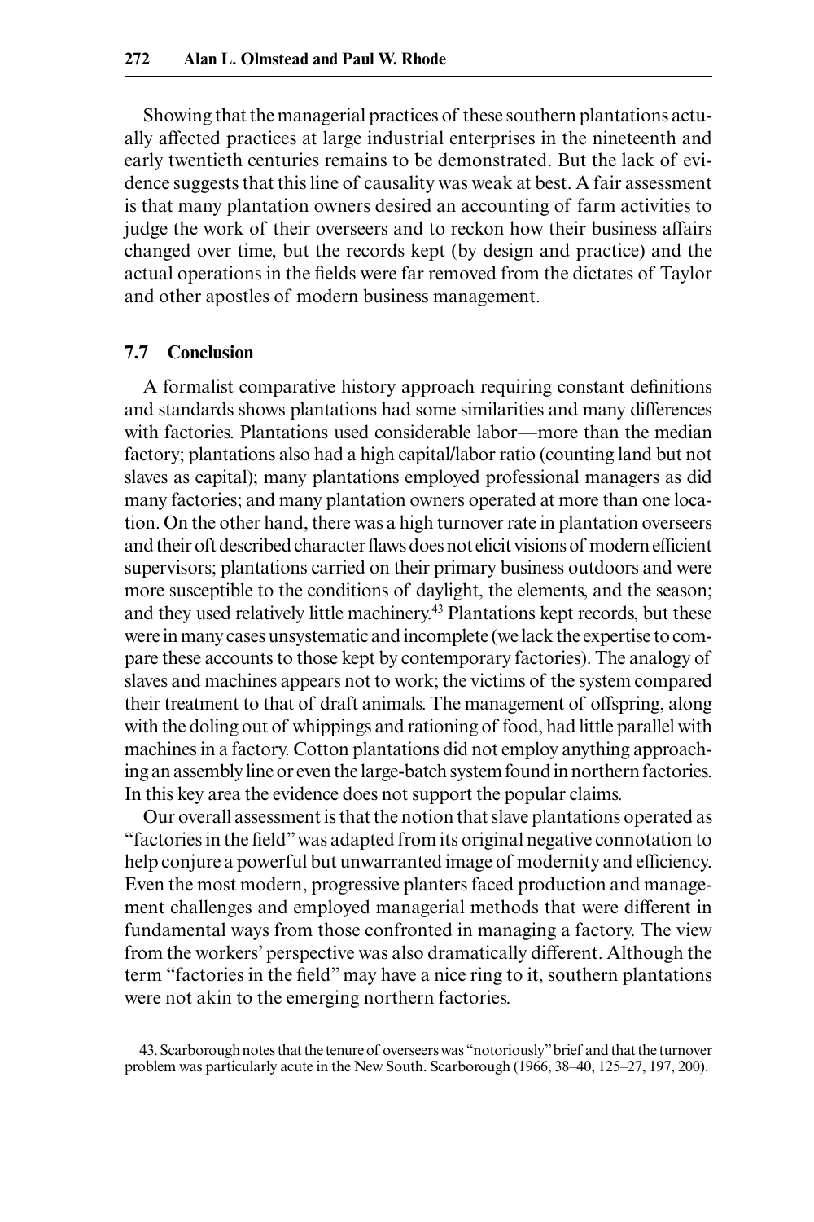Showing that the managerial practices of these southern plantations actually affected practices at large industrial enterprises in the nineteenth and early twentieth centuries remains to be demonstrated. But the lack of evidence suggests that this line of causality was weak at best. A fair assessment is that many plantation owners desired an accounting of farm activities to judge the work of their overseers and to reckon how their business affairs changed over time, but the records kept (by design and practice) and the actual operations in the fields were far removed from the dictates of Taylor and other apostles of modern business management.

### 7.7 Conclusion

A formalist comparative history approach requiring constant definitions and standards shows plantations had some similarities and many differences with factories. Plantations used considerable labor—more than the median factory; plantations also had a high capital/labor ratio (counting land but not slaves as capital); many plantations employed professional managers as did many factories; and many plantation owners operated at more than one location. On the other hand, there was a high turnover rate in plantation overseers and their oft described character flaws does not elicit visions of modern efficient supervisors; plantations carried on their primary business outdoors and were more susceptible to the conditions of daylight, the elements, and the season; and they used relatively little machinery.[43] Plantations kept records, but these were in many cases unsystematic and incomplete (we lack the expertise to compare these accounts to those kept by contemporary factories). The analogy of slaves and machines appears not to work; the victims of the system compared their treatment to that of draft animals. The management of offspring, along with the doling out of whippings and rationing of food, had little parallel with machines in a factory. Cotton plantations did not employ anything approaching an assembly line or even the large-batch system found in northern factories. In this key area the evidence does not support the popular claims.

Our overall assessment is that the notion that slave plantations operated as "factories in the field" was adapted from its original negative connotation to help conjure a powerful but unwarranted image of modernity and efficiency. Even the most modern, progressive planters faced production and management challenges and employed managerial methods that were different in fundamental ways from those confronted in managing a factory. The view from the workers' perspective was also dramatically different. Although the term "factories in the field" may have a nice ring to it, southern plantations were not akin to the emerging northern factories.

43. Scarborough notes that the tenure of overseers was "notoriously" brief and that the turnover problem was particularly acute in the New South. Scarborough (1966, 38–40, 125–27, 197, 200).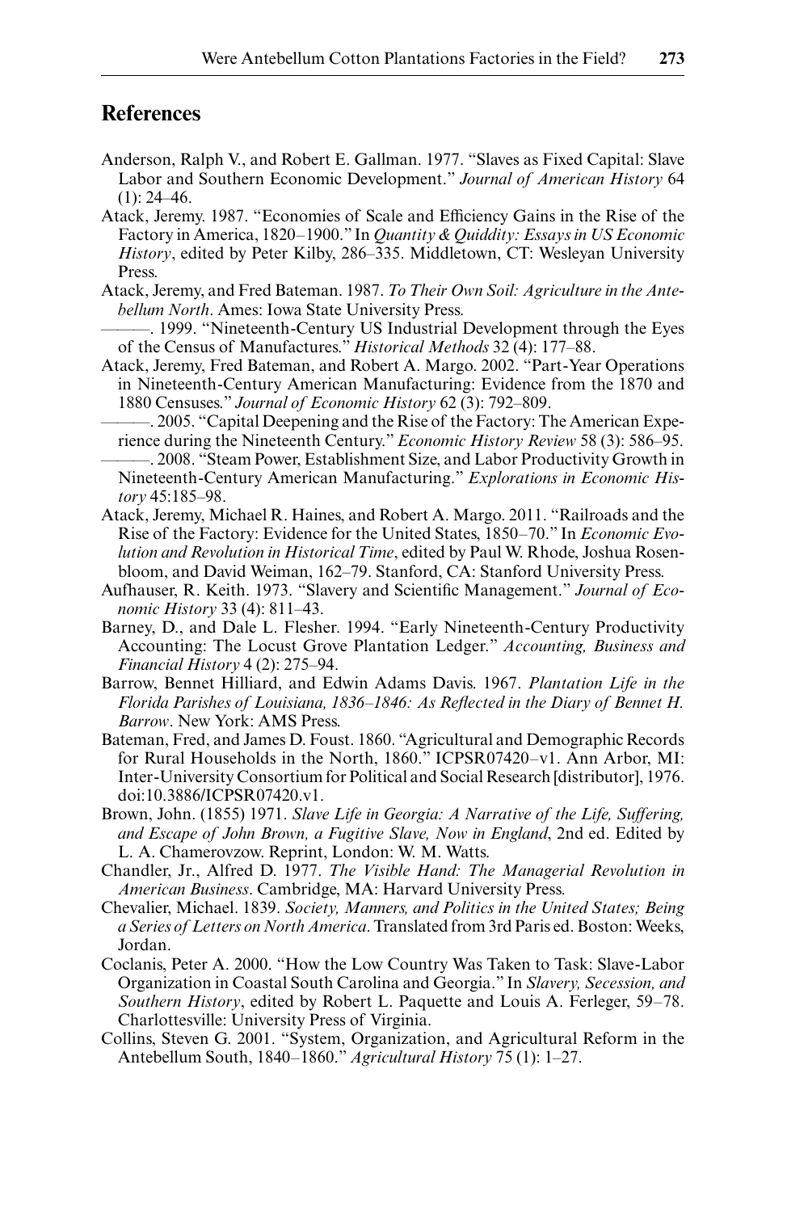## References

Anderson, Ralph V., and Robert E. Gallman. 1977. "Slaves as Fixed Capital: Slave Labor and Southern Economic Development." *Journal of American History* 64 (1): 24–46.

Atack, Jeremy. 1987. "Economies of Scale and Efficiency Gains in the Rise of the Factory in America, 1820–1900." In *Quantity & Quiddity: Essays in US Economic History*, edited by Peter Kilby, 286–335. Middletown, CT: Wesleyan University Press.

Atack, Jeremy, and Fred Bateman. 1987. *To Their Own Soil: Agriculture in the Antebellum North*. Ames: Iowa State University Press.

———. 1999. "Nineteenth-Century US Industrial Development through the Eyes of the Census of Manufactures." *Historical Methods* 32 (4): 177–88.

Atack, Jeremy, Fred Bateman, and Robert A. Margo. 2002. "Part-Year Operations in Nineteenth-Century American Manufacturing: Evidence from the 1870 and 1880 Censuses." *Journal of Economic History* 62 (3): 792–809.

———. 2005. "Capital Deepening and the Rise of the Factory: The American Experience during the Nineteenth Century." *Economic History Review* 58 (3): 586–95.

———. 2008. "Steam Power, Establishment Size, and Labor Productivity Growth in Nineteenth-Century American Manufacturing." *Explorations in Economic History* 45:185–98.

Atack, Jeremy, Michael R. Haines, and Robert A. Margo. 2011. "Railroads and the Rise of the Factory: Evidence for the United States, 1850–70." In *Economic Evolution and Revolution in Historical Time*, edited by Paul W. Rhode, Joshua Rosenbloom, and David Weiman, 162–79. Stanford, CA: Stanford University Press.

Aufhauser, R. Keith. 1973. "Slavery and Scientific Management." *Journal of Economic History* 33 (4): 811–43.

Barney, D., and Dale L. Flesher. 1994. "Early Nineteenth-Century Productivity Accounting: The Locust Grove Plantation Ledger." *Accounting, Business and Financial History* 4 (2): 275–94.

Barrow, Bennet Hilliard, and Edwin Adams Davis. 1967. *Plantation Life in the Florida Parishes of Louisiana, 1836–1846: As Reflected in the Diary of Bennet H. Barrow*. New York: AMS Press.

Bateman, Fred, and James D. Foust. 1860. "Agricultural and Demographic Records for Rural Households in the North, 1860." ICPSR07420–v1. Ann Arbor, MI: Inter-University Consortium for Political and Social Research [distributor], 1976. doi:10.3886/ICPSR07420.v1.

Brown, John. (1855) 1971. *Slave Life in Georgia: A Narrative of the Life, Suffering, and Escape of John Brown, a Fugitive Slave, Now in England*, 2nd ed. Edited by L. A. Chamerovzow. Reprint, London: W. M. Watts.

Chandler, Jr., Alfred D. 1977. *The Visible Hand: The Managerial Revolution in American Business*. Cambridge, MA: Harvard University Press.

Chevalier, Michael. 1839. *Society, Manners, and Politics in the United States; Being a Series of Letters on North America*. Translated from 3rd Paris ed. Boston: Weeks, Jordan.

Coclanis, Peter A. 2000. "How the Low Country Was Taken to Task: Slave-Labor Organization in Coastal South Carolina and Georgia." In *Slavery, Secession, and Southern History*, edited by Robert L. Paquette and Louis A. Ferleger, 59–78. Charlottesville: University Press of Virginia.

Collins, Steven G. 2001. "System, Organization, and Agricultural Reform in the Antebellum South, 1840–1860." *Agricultural History* 75 (1): 1–27.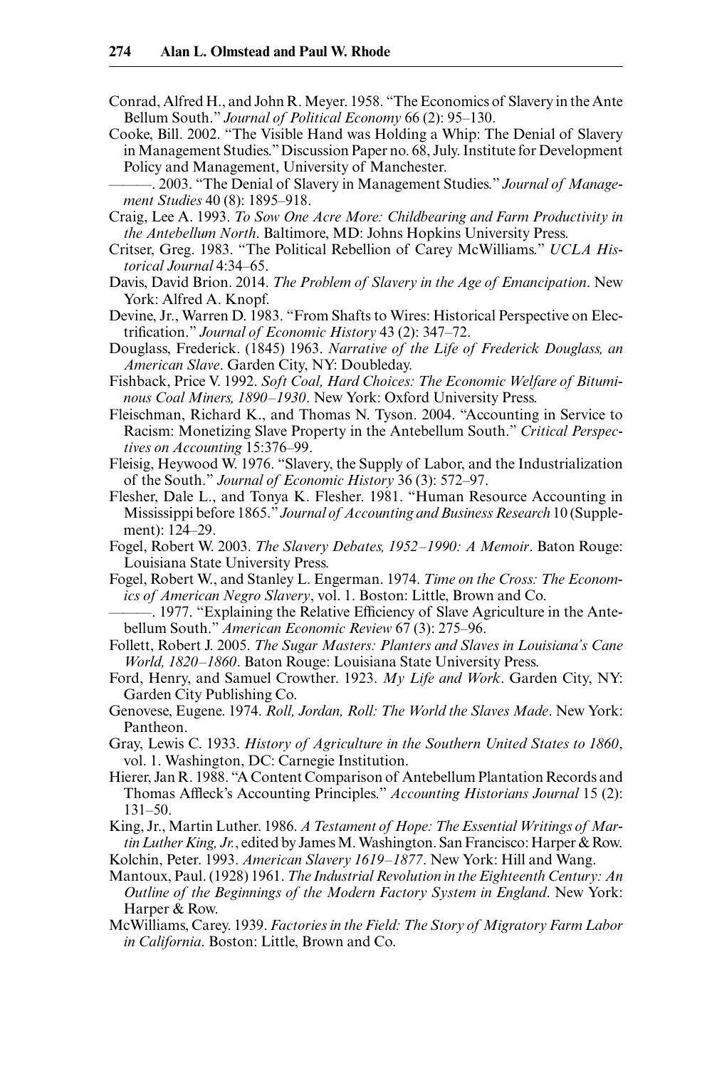Conrad, Alfred H., and John R. Meyer. 1958. "The Economics of Slavery in the Ante Bellum South." *Journal of Political Economy* 66 (2): 95–130.

Cooke, Bill. 2002. "The Visible Hand was Holding a Whip: The Denial of Slavery in Management Studies." Discussion Paper no. 68, July. Institute for Development Policy and Management, University of Manchester.

———. 2003. "The Denial of Slavery in Management Studies." *Journal of Management Studies* 40 (8): 1895–918.

Craig, Lee A. 1993. *To Sow One Acre More: Childbearing and Farm Productivity in the Antebellum North*. Baltimore, MD: Johns Hopkins University Press.

Critser, Greg. 1983. "The Political Rebellion of Carey McWilliams." *UCLA Historical Journal* 4:34–65.

Davis, David Brion. 2014. *The Problem of Slavery in the Age of Emancipation*. New York: Alfred A. Knopf.

Devine, Jr., Warren D. 1983. "From Shafts to Wires: Historical Perspective on Electrification." *Journal of Economic History* 43 (2): 347–72.

Douglass, Frederick. (1845) 1963. *Narrative of the Life of Frederick Douglass, an American Slave*. Garden City, NY: Doubleday.

Fishback, Price V. 1992. *Soft Coal, Hard Choices: The Economic Welfare of Bituminous Coal Miners, 1890–1930*. New York: Oxford University Press.

Fleischman, Richard K., and Thomas N. Tyson. 2004. "Accounting in Service to Racism: Monetizing Slave Property in the Antebellum South." *Critical Perspectives on Accounting* 15:376–99.

Fleisig, Heywood W. 1976. "Slavery, the Supply of Labor, and the Industrialization of the South." *Journal of Economic History* 36 (3): 572–97.

Flesher, Dale L., and Tonya K. Flesher. 1981. "Human Resource Accounting in Mississippi before 1865." *Journal of Accounting and Business Research* 10 (Supplement): 124–29.

Fogel, Robert W. 2003. *The Slavery Debates, 1952–1990: A Memoir*. Baton Rouge: Louisiana State University Press.

Fogel, Robert W., and Stanley L. Engerman. 1974. *Time on the Cross: The Economics of American Negro Slavery*, vol. 1. Boston: Little, Brown and Co.

———. 1977. "Explaining the Relative Efficiency of Slave Agriculture in the Antebellum South." *American Economic Review* 67 (3): 275–96.

Follett, Robert J. 2005. *The Sugar Masters: Planters and Slaves in Louisiana's Cane World, 1820–1860*. Baton Rouge: Louisiana State University Press.

Ford, Henry, and Samuel Crowther. 1923. *My Life and Work*. Garden City, NY: Garden City Publishing Co.

Genovese, Eugene. 1974. *Roll, Jordan, Roll: The World the Slaves Made*. New York: Pantheon.

Gray, Lewis C. 1933. *History of Agriculture in the Southern United States to 1860*, vol. 1. Washington, DC: Carnegie Institution.

Hierer, Jan R. 1988. "A Content Comparison of Antebellum Plantation Records and Thomas Affleck's Accounting Principles." *Accounting Historians Journal* 15 (2): 131–50.

King, Jr., Martin Luther. 1986. *A Testament of Hope: The Essential Writings of Martin Luther King, Jr.*, edited by James M. Washington. San Francisco: Harper & Row.

Kolchin, Peter. 1993. *American Slavery 1619–1877*. New York: Hill and Wang.

Mantoux, Paul. (1928) 1961. *The Industrial Revolution in the Eighteenth Century: An Outline of the Beginnings of the Modern Factory System in England*. New York: Harper & Row.

McWilliams, Carey. 1939. *Factories in the Field: The Story of Migratory Farm Labor in California*. Boston: Little, Brown and Co.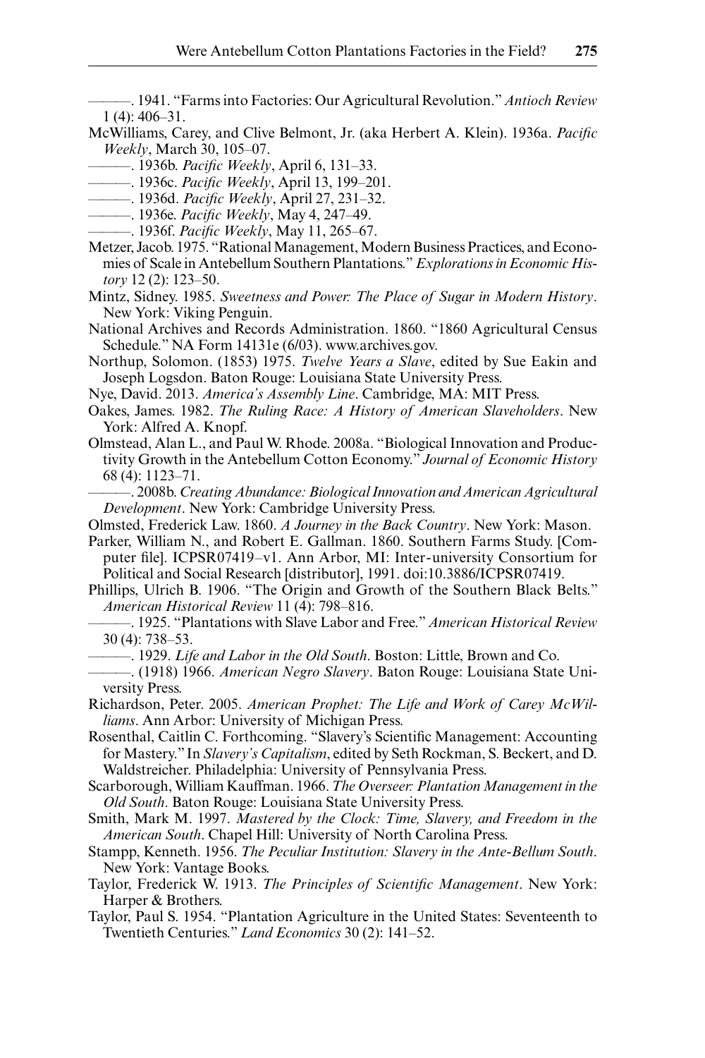———. 1941. "Farms into Factories: Our Agricultural Revolution." *Antioch Review* 1 (4): 406–31.

McWilliams, Carey, and Clive Belmont, Jr. (aka Herbert A. Klein). 1936a. *Pacific Weekly*, March 30, 105–07.

———. 1936b. *Pacific Weekly*, April 6, 131–33.

———. 1936c. *Pacific Weekly*, April 13, 199–201.

———. 1936d. *Pacific Weekly*, April 27, 231–32.

———. 1936e. *Pacific Weekly*, May 4, 247–49.

———. 1936f. *Pacific Weekly*, May 11, 265–67.

Metzer, Jacob. 1975. "Rational Management, Modern Business Practices, and Economies of Scale in Antebellum Southern Plantations." *Explorations in Economic History* 12 (2): 123–50.

Mintz, Sidney. 1985. *Sweetness and Power: The Place of Sugar in Modern History*. New York: Viking Penguin.

National Archives and Records Administration. 1860. "1860 Agricultural Census Schedule." NA Form 14131e (6/03). www.archives.gov.

Northup, Solomon. (1853) 1975. *Twelve Years a Slave*, edited by Sue Eakin and Joseph Logsdon. Baton Rouge: Louisiana State University Press.

Nye, David. 2013. *America's Assembly Line*. Cambridge, MA: MIT Press.

Oakes, James. 1982. *The Ruling Race: A History of American Slaveholders*. New York: Alfred A. Knopf.

Olmstead, Alan L., and Paul W. Rhode. 2008a. "Biological Innovation and Productivity Growth in the Antebellum Cotton Economy." *Journal of Economic History* 68 (4): 1123–71.

———. 2008b. *Creating Abundance: Biological Innovation and American Agricultural Development*. New York: Cambridge University Press.

Olmsted, Frederick Law. 1860. *A Journey in the Back Country*. New York: Mason.

Parker, William N., and Robert E. Gallman. 1860. Southern Farms Study. [Computer file]. ICPSR07419–v1. Ann Arbor, MI: Inter-university Consortium for Political and Social Research [distributor], 1991. doi:10.3886/ICPSR07419.

Phillips, Ulrich B. 1906. "The Origin and Growth of the Southern Black Belts." *American Historical Review* 11 (4): 798–816.

———. 1925. "Plantations with Slave Labor and Free." *American Historical Review* 30 (4): 738–53.

———. 1929. *Life and Labor in the Old South*. Boston: Little, Brown and Co.

———. (1918) 1966. *American Negro Slavery*. Baton Rouge: Louisiana State University Press.

Richardson, Peter. 2005. *American Prophet: The Life and Work of Carey McWilliams*. Ann Arbor: University of Michigan Press.

Rosenthal, Caitlin C. Forthcoming. "Slavery's Scientific Management: Accounting for Mastery." In *Slavery's Capitalism*, edited by Seth Rockman, S. Beckert, and D. Waldstreicher. Philadelphia: University of Pennsylvania Press.

Scarborough, William Kauffman. 1966. *The Overseer: Plantation Management in the Old South*. Baton Rouge: Louisiana State University Press.

Smith, Mark M. 1997. *Mastered by the Clock: Time, Slavery, and Freedom in the American South*. Chapel Hill: University of North Carolina Press.

Stampp, Kenneth. 1956. *The Peculiar Institution: Slavery in the Ante-Bellum South*. New York: Vantage Books.

Taylor, Frederick W. 1913. *The Principles of Scientific Management*. New York: Harper & Brothers.

Taylor, Paul S. 1954. "Plantation Agriculture in the United States: Seventeenth to Twentieth Centuries." *Land Economics* 30 (2): 141–52.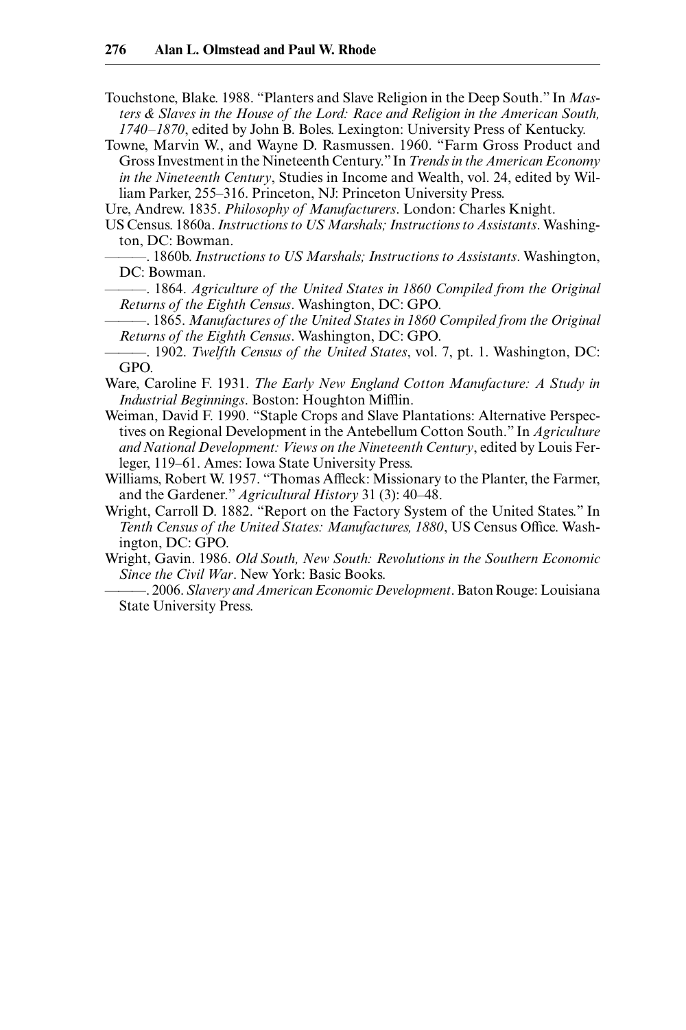Touchstone, Blake. 1988. "Planters and Slave Religion in the Deep South." In *Masters & Slaves in the House of the Lord: Race and Religion in the American South, 1740–1870*, edited by John B. Boles. Lexington: University Press of Kentucky.

Towne, Marvin W., and Wayne D. Rasmussen. 1960. "Farm Gross Product and Gross Investment in the Nineteenth Century." In *Trends in the American Economy in the Nineteenth Century*, Studies in Income and Wealth, vol. 24, edited by William Parker, 255–316. Princeton, NJ: Princeton University Press.

Ure, Andrew. 1835. *Philosophy of Manufacturers*. London: Charles Knight.

US Census. 1860a. *Instructions to US Marshals; Instructions to Assistants*. Washington, DC: Bowman.

———. 1860b. *Instructions to US Marshals; Instructions to Assistants*. Washington, DC: Bowman.

———. 1864. *Agriculture of the United States in 1860 Compiled from the Original Returns of the Eighth Census*. Washington, DC: GPO.

———. 1865. *Manufactures of the United States in 1860 Compiled from the Original Returns of the Eighth Census*. Washington, DC: GPO.

———. 1902. *Twelfth Census of the United States*, vol. 7, pt. 1. Washington, DC: GPO.

Ware, Caroline F. 1931. *The Early New England Cotton Manufacture: A Study in Industrial Beginnings*. Boston: Houghton Mifflin.

Weiman, David F. 1990. "Staple Crops and Slave Plantations: Alternative Perspectives on Regional Development in the Antebellum Cotton South." In *Agriculture and National Development: Views on the Nineteenth Century*, edited by Louis Ferleger, 119–61. Ames: Iowa State University Press.

Williams, Robert W. 1957. "Thomas Affleck: Missionary to the Planter, the Farmer, and the Gardener." *Agricultural History* 31 (3): 40–48.

Wright, Carroll D. 1882. "Report on the Factory System of the United States." In *Tenth Census of the United States: Manufactures, 1880*, US Census Office. Washington, DC: GPO.

Wright, Gavin. 1986. *Old South, New South: Revolutions in the Southern Economic Since the Civil War*. New York: Basic Books.

———. 2006. *Slavery and American Economic Development*. Baton Rouge: Louisiana State University Press.